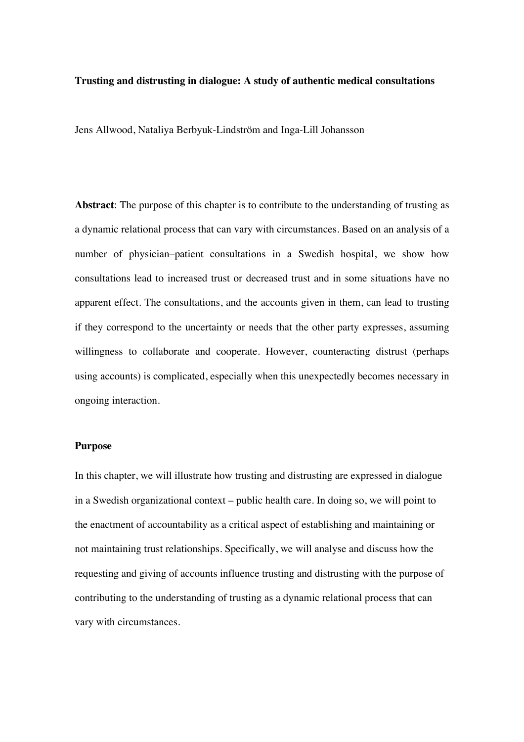# Trusting and distrusting in dialogue: A study of authentic medical consultations

Jens Allwood, Nataliya Berbyuk-Lindström and Inga-Lill Johansson

**Abstract**: The purpose of this chapter is to contribute to the understanding of trusting as a dynamic relational process that can vary with circumstances. Based on an analysis of a number of physician–patient consultations in a Swedish hospital, we show how consultations lead to increased trust or decreased trust and in some situations have no apparent effect. The consultations, and the accounts given in them, can lead to trusting if they correspond to the uncertainty or needs that the other party expresses, assuming willingness to collaborate and cooperate. However, counteracting distrust (perhaps using accounts) is complicated, especially when this unexpectedly becomes necessary in ongoing interaction.

## Purpose

In this chapter, we will illustrate how trusting and distrusting are expressed in dialogue in a Swedish organizational context – public health care. In doing so, we will point to the enactment of accountability as a critical aspect of establishing and maintaining or not maintaining trust relationships. Specifically, we will analyse and discuss how the requesting and giving of accounts influence trusting and distrusting with the purpose of contributing to the understanding of trusting as a dynamic relational process that can vary with circumstances.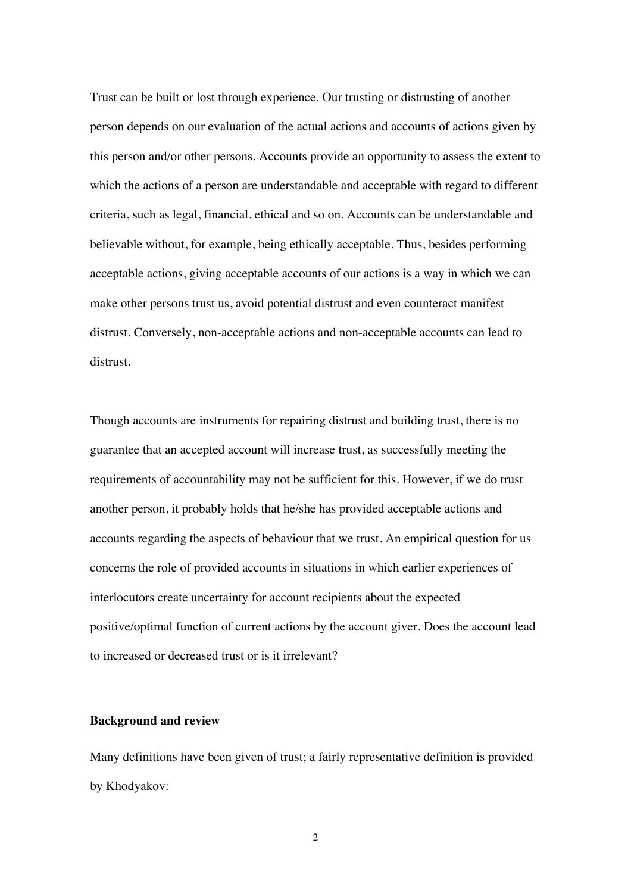Trust can be built or lost through experience. Our trusting or distrusting of another person depends on our evaluation of the actual actions and accounts of actions given by this person and/or other persons. Accounts provide an opportunity to assess the extent to which the actions of a person are understandable and acceptable with regard to different criteria, such as legal, financial, ethical and so on. Accounts can be understandable and believable without, for example, being ethically acceptable. Thus, besides performing acceptable actions, giving acceptable accounts of our actions is a way in which we can make other persons trust us, avoid potential distrust and even counteract manifest distrust. Conversely, non-acceptable actions and non-acceptable accounts can lead to distrust.

Though accounts are instruments for repairing distrust and building trust, there is no guarantee that an accepted account will increase trust, as successfully meeting the requirements of accountability may not be sufficient for this. However, if we do trust another person, it probably holds that he/she has provided acceptable actions and accounts regarding the aspects of behaviour that we trust. An empirical question for us concerns the role of provided accounts in situations in which earlier experiences of interlocutors create uncertainty for account recipients about the expected positive/optimal function of current actions by the account giver. Does the account lead to increased or decreased trust or is it irrelevant?

**Background and review**

Many definitions have been given of trust; a fairly representative definition is provided by Khodyakov: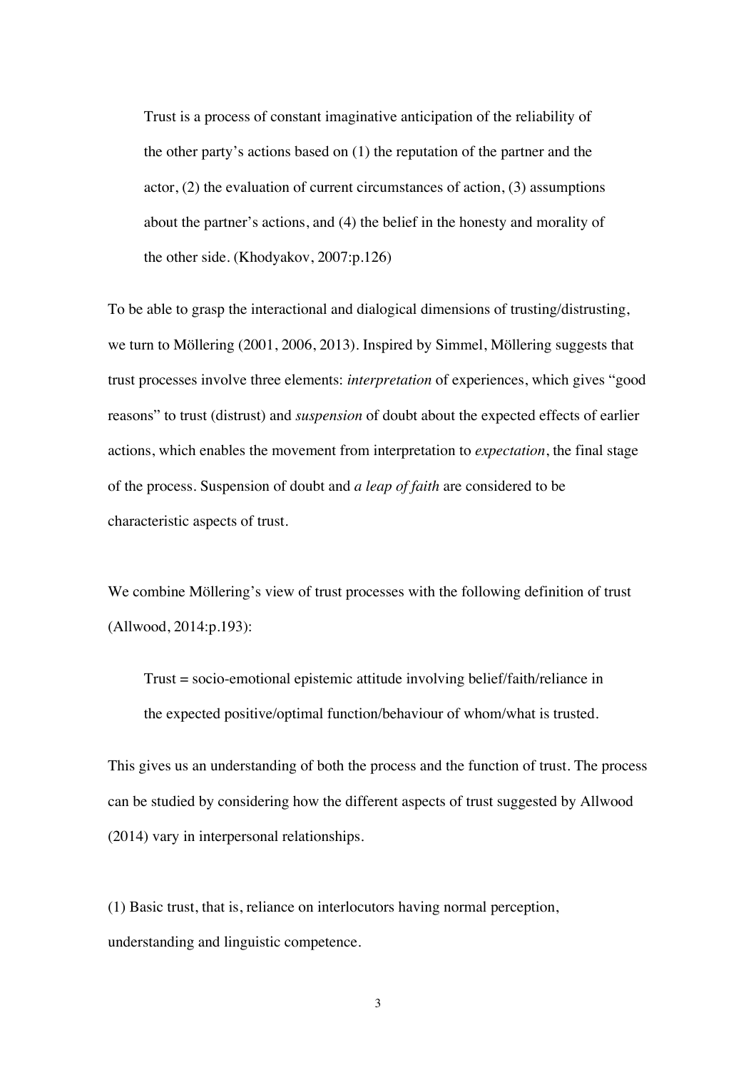> Trust is a process of constant imaginative anticipation of the reliability of the other party's actions based on (1) the reputation of the partner and the actor, (2) the evaluation of current circumstances of action, (3) assumptions about the partner's actions, and (4) the belief in the honesty and morality of the other side. (Khodyakov, 2007:p.126)

To be able to grasp the interactional and dialogical dimensions of trusting/distrusting, we turn to Möllering (2001, 2006, 2013). Inspired by Simmel, Möllering suggests that trust processes involve three elements: *interpretation* of experiences, which gives "good reasons" to trust (distrust) and *suspension* of doubt about the expected effects of earlier actions, which enables the movement from interpretation to *expectation*, the final stage of the process. Suspension of doubt and *a leap of faith* are considered to be characteristic aspects of trust.

We combine Möllering's view of trust processes with the following definition of trust (Allwood, 2014:p.193):

> Trust = socio-emotional epistemic attitude involving belief/faith/reliance in the expected positive/optimal function/behaviour of whom/what is trusted.

This gives us an understanding of both the process and the function of trust. The process can be studied by considering how the different aspects of trust suggested by Allwood (2014) vary in interpersonal relationships.

(1) Basic trust, that is, reliance on interlocutors having normal perception, understanding and linguistic competence.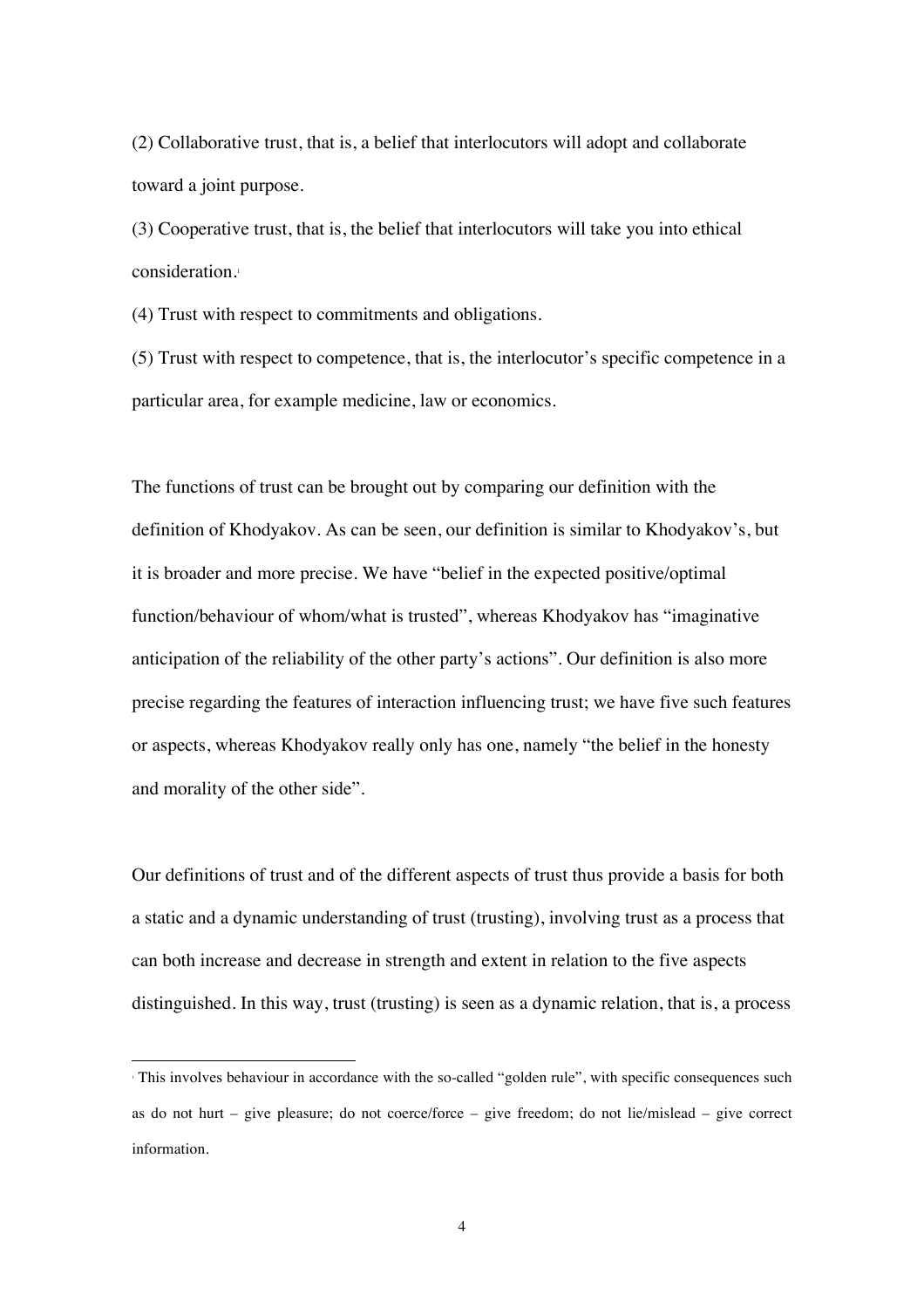(2) Collaborative trust, that is, a belief that interlocutors will adopt and collaborate toward a joint purpose.

(3) Cooperative trust, that is, the belief that interlocutors will take you into ethical consideration.[1]

(4) Trust with respect to commitments and obligations.

(5) Trust with respect to competence, that is, the interlocutor's specific competence in a particular area, for example medicine, law or economics.

The functions of trust can be brought out by comparing our definition with the definition of Khodyakov. As can be seen, our definition is similar to Khodyakov's, but it is broader and more precise. We have "belief in the expected positive/optimal function/behaviour of whom/what is trusted", whereas Khodyakov has "imaginative anticipation of the reliability of the other party's actions". Our definition is also more precise regarding the features of interaction influencing trust; we have five such features or aspects, whereas Khodyakov really only has one, namely "the belief in the honesty and morality of the other side".

Our definitions of trust and of the different aspects of trust thus provide a basis for both a static and a dynamic understanding of trust (trusting), involving trust as a process that can both increase and decrease in strength and extent in relation to the five aspects distinguished. In this way, trust (trusting) is seen as a dynamic relation, that is, a process

---

[1] This involves behaviour in accordance with the so-called "golden rule", with specific consequences such as do not hurt – give pleasure; do not coerce/force – give freedom; do not lie/mislead – give correct information.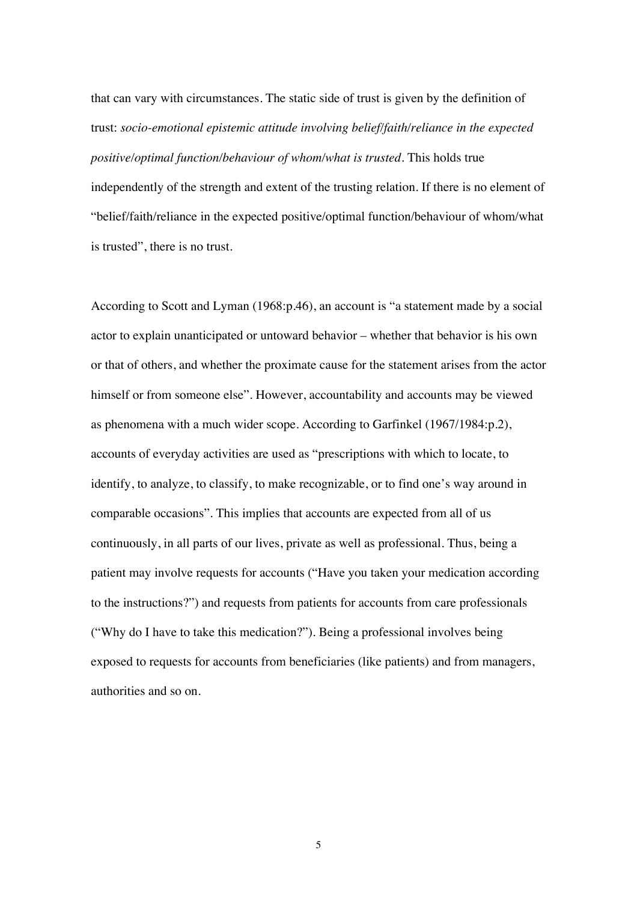that can vary with circumstances. The static side of trust is given by the definition of trust: *socio-emotional epistemic attitude involving belief/faith/reliance in the expected positive/optimal function/behaviour of whom/what is trusted*. This holds true independently of the strength and extent of the trusting relation. If there is no element of "belief/faith/reliance in the expected positive/optimal function/behaviour of whom/what is trusted", there is no trust.

According to Scott and Lyman (1968:p.46), an account is "a statement made by a social actor to explain unanticipated or untoward behavior – whether that behavior is his own or that of others, and whether the proximate cause for the statement arises from the actor himself or from someone else". However, accountability and accounts may be viewed as phenomena with a much wider scope. According to Garfinkel (1967/1984:p.2), accounts of everyday activities are used as "prescriptions with which to locate, to identify, to analyze, to classify, to make recognizable, or to find one's way around in comparable occasions". This implies that accounts are expected from all of us continuously, in all parts of our lives, private as well as professional. Thus, being a patient may involve requests for accounts ("Have you taken your medication according to the instructions?") and requests from patients for accounts from care professionals ("Why do I have to take this medication?"). Being a professional involves being exposed to requests for accounts from beneficiaries (like patients) and from managers, authorities and so on.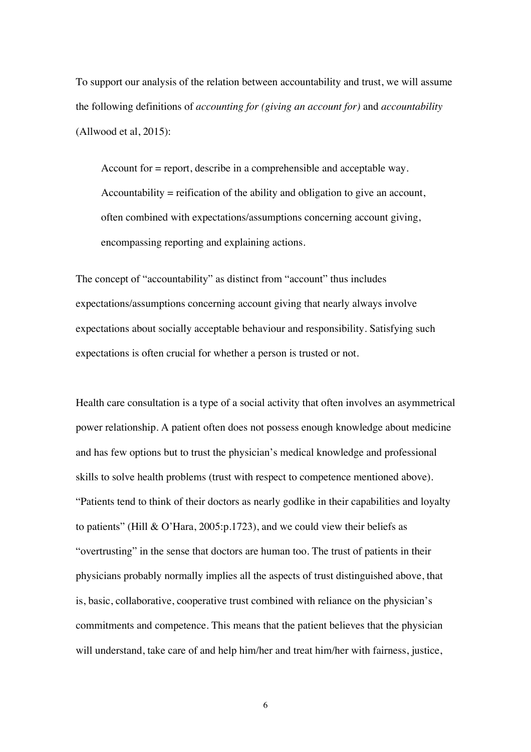To support our analysis of the relation between accountability and trust, we will assume the following definitions of *accounting for (giving an account for)* and *accountability* (Allwood et al, 2015):

> Account for = report, describe in a comprehensible and acceptable way.
> Accountability = reification of the ability and obligation to give an account, often combined with expectations/assumptions concerning account giving, encompassing reporting and explaining actions.

The concept of "accountability" as distinct from "account" thus includes expectations/assumptions concerning account giving that nearly always involve expectations about socially acceptable behaviour and responsibility. Satisfying such expectations is often crucial for whether a person is trusted or not.

Health care consultation is a type of a social activity that often involves an asymmetrical power relationship. A patient often does not possess enough knowledge about medicine and has few options but to trust the physician's medical knowledge and professional skills to solve health problems (trust with respect to competence mentioned above). "Patients tend to think of their doctors as nearly godlike in their capabilities and loyalty to patients" (Hill & O'Hara, 2005:p.1723), and we could view their beliefs as "overtrusting" in the sense that doctors are human too. The trust of patients in their physicians probably normally implies all the aspects of trust distinguished above, that is, basic, collaborative, cooperative trust combined with reliance on the physician's commitments and competence. This means that the patient believes that the physician will understand, take care of and help him/her and treat him/her with fairness, justice,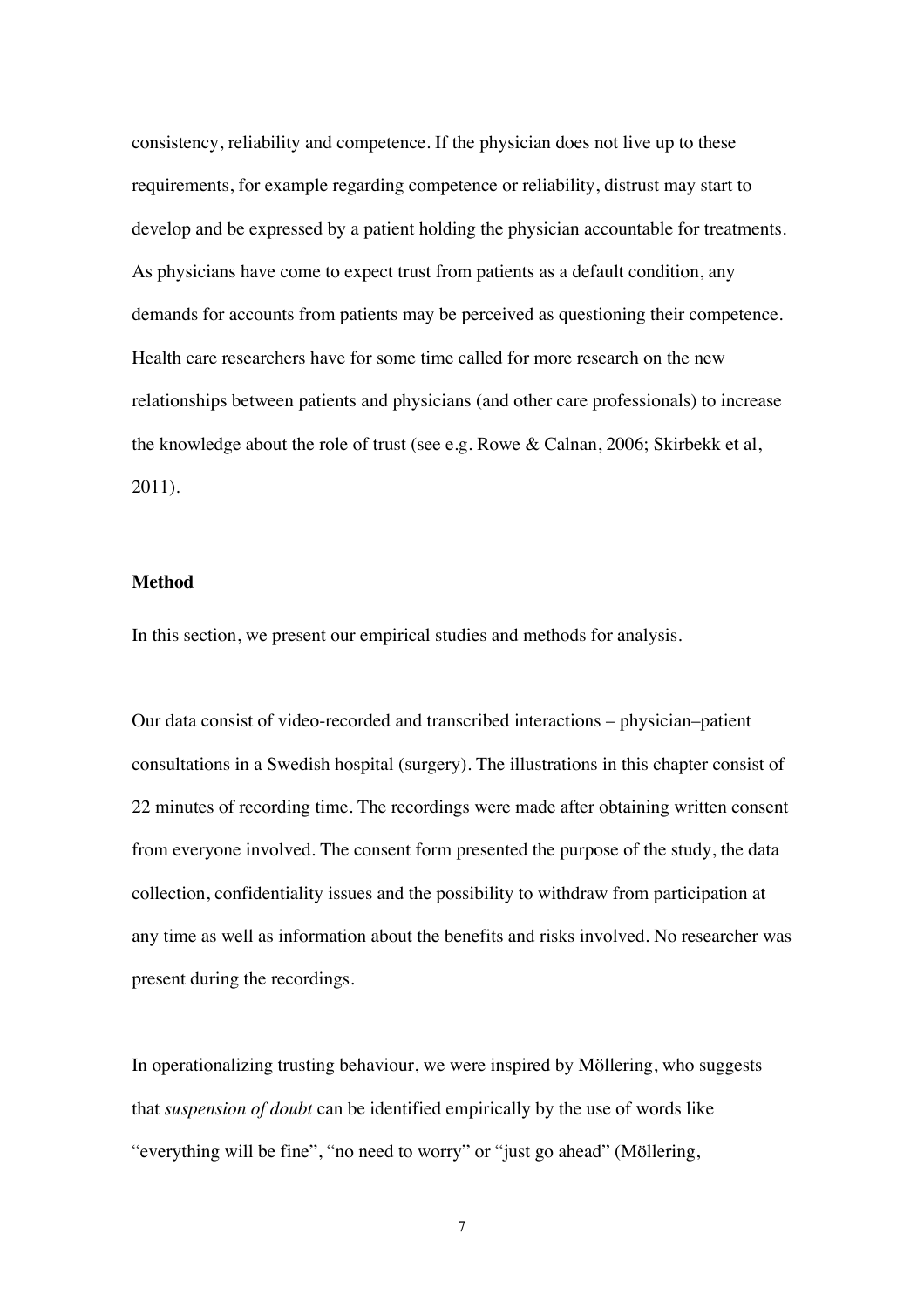consistency, reliability and competence. If the physician does not live up to these requirements, for example regarding competence or reliability, distrust may start to develop and be expressed by a patient holding the physician accountable for treatments. As physicians have come to expect trust from patients as a default condition, any demands for accounts from patients may be perceived as questioning their competence. Health care researchers have for some time called for more research on the new relationships between patients and physicians (and other care professionals) to increase the knowledge about the role of trust (see e.g. Rowe & Calnan, 2006; Skirbekk et al, 2011).

## Method

In this section, we present our empirical studies and methods for analysis.

Our data consist of video-recorded and transcribed interactions – physician–patient consultations in a Swedish hospital (surgery). The illustrations in this chapter consist of 22 minutes of recording time. The recordings were made after obtaining written consent from everyone involved. The consent form presented the purpose of the study, the data collection, confidentiality issues and the possibility to withdraw from participation at any time as well as information about the benefits and risks involved. No researcher was present during the recordings.

In operationalizing trusting behaviour, we were inspired by Möllering, who suggests that *suspension of doubt* can be identified empirically by the use of words like "everything will be fine", "no need to worry" or "just go ahead" (Möllering,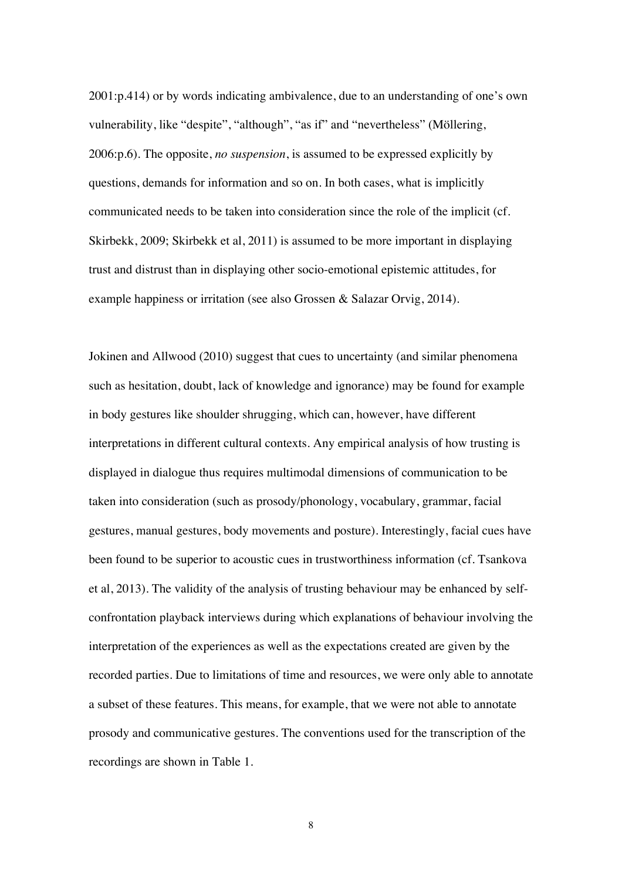2001:p.414) or by words indicating ambivalence, due to an understanding of one's own vulnerability, like "despite", "although", "as if" and "nevertheless" (Möllering, 2006:p.6). The opposite, *no suspension*, is assumed to be expressed explicitly by questions, demands for information and so on. In both cases, what is implicitly communicated needs to be taken into consideration since the role of the implicit (cf. Skirbekk, 2009; Skirbekk et al, 2011) is assumed to be more important in displaying trust and distrust than in displaying other socio-emotional epistemic attitudes, for example happiness or irritation (see also Grossen & Salazar Orvig, 2014).

Jokinen and Allwood (2010) suggest that cues to uncertainty (and similar phenomena such as hesitation, doubt, lack of knowledge and ignorance) may be found for example in body gestures like shoulder shrugging, which can, however, have different interpretations in different cultural contexts. Any empirical analysis of how trusting is displayed in dialogue thus requires multimodal dimensions of communication to be taken into consideration (such as prosody/phonology, vocabulary, grammar, facial gestures, manual gestures, body movements and posture). Interestingly, facial cues have been found to be superior to acoustic cues in trustworthiness information (cf. Tsankova et al, 2013). The validity of the analysis of trusting behaviour may be enhanced by self-confrontation playback interviews during which explanations of behaviour involving the interpretation of the experiences as well as the expectations created are given by the recorded parties. Due to limitations of time and resources, we were only able to annotate a subset of these features. This means, for example, that we were not able to annotate prosody and communicative gestures. The conventions used for the transcription of the recordings are shown in Table 1.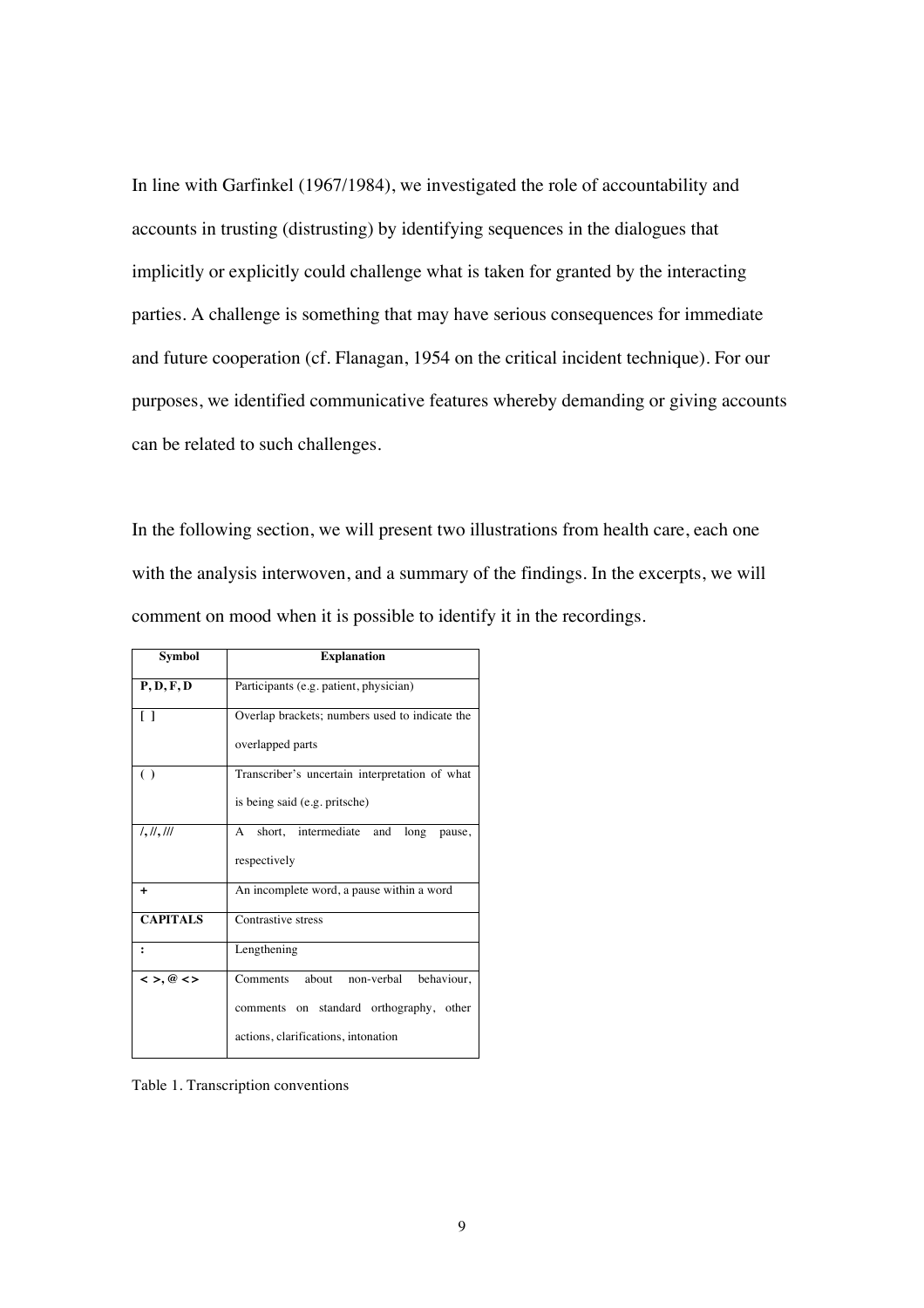In line with Garfinkel (1967/1984), we investigated the role of accountability and accounts in trusting (distrusting) by identifying sequences in the dialogues that implicitly or explicitly could challenge what is taken for granted by the interacting parties. A challenge is something that may have serious consequences for immediate and future cooperation (cf. Flanagan, 1954 on the critical incident technique). For our purposes, we identified communicative features whereby demanding or giving accounts can be related to such challenges.

In the following section, we will present two illustrations from health care, each one with the analysis interwoven, and a summary of the findings. In the excerpts, we will comment on mood when it is possible to identify it in the recordings.

| Symbol | Explanation |
|---|---|
| **P, D, F, D** | Participants (e.g. patient, physician) |
| **[ ]** | Overlap brackets; numbers used to indicate the overlapped parts |
| **( )** | Transcriber's uncertain interpretation of what is being said (e.g. pritsche) |
| **/, //, ///** | A short, intermediate and long pause, respectively |
| **+** | An incomplete word, a pause within a word |
| **CAPITALS** | Contrastive stress |
| **:** | Lengthening |
| **< >, @ < >** | Comments about non-verbal behaviour, comments on standard orthography, other actions, clarifications, intonation |

Table 1. Transcription conventions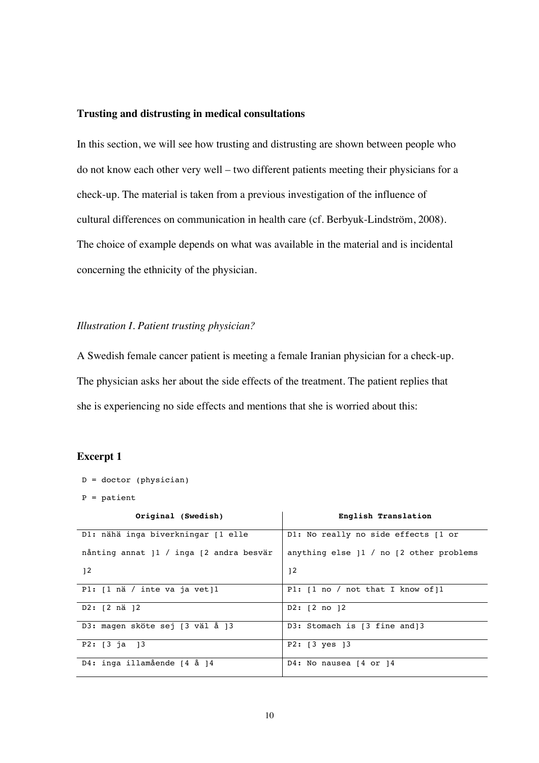**Trusting and distrusting in medical consultations**

In this section, we will see how trusting and distrusting are shown between people who do not know each other very well – two different patients meeting their physicians for a check-up. The material is taken from a previous investigation of the influence of cultural differences on communication in health care (cf. Berbyuk-Lindström, 2008). The choice of example depends on what was available in the material and is incidental concerning the ethnicity of the physician.

*Illustration I. Patient trusting physician?*

A Swedish female cancer patient is meeting a female Iranian physician for a check-up. The physician asks her about the side effects of the treatment. The patient replies that she is experiencing no side effects and mentions that she is worried about this:

**Excerpt 1**

D = doctor (physician)

P = patient

| Original (Swedish) | English Translation |
|---|---|
| D1: nähä inga biverkningar [1 elle nånting annat ]1 / inga [2 andra besvär ]2 | D1: No really no side effects [1 or anything else ]1 / no [2 other problems ]2 |
| P1: [1 nä / inte va ja vet]1 | P1: [1 no / not that I know of]1 |
| D2: [2 nä ]2 | D2: [2 no ]2 |
| D3: magen sköte sej [3 väl å ]3 | D3: Stomach is [3 fine and]3 |
| P2: [3 ja ]3 | P2: [3 yes ]3 |
| D4: inga illamående [4 å ]4 | D4: No nausea [4 or ]4 |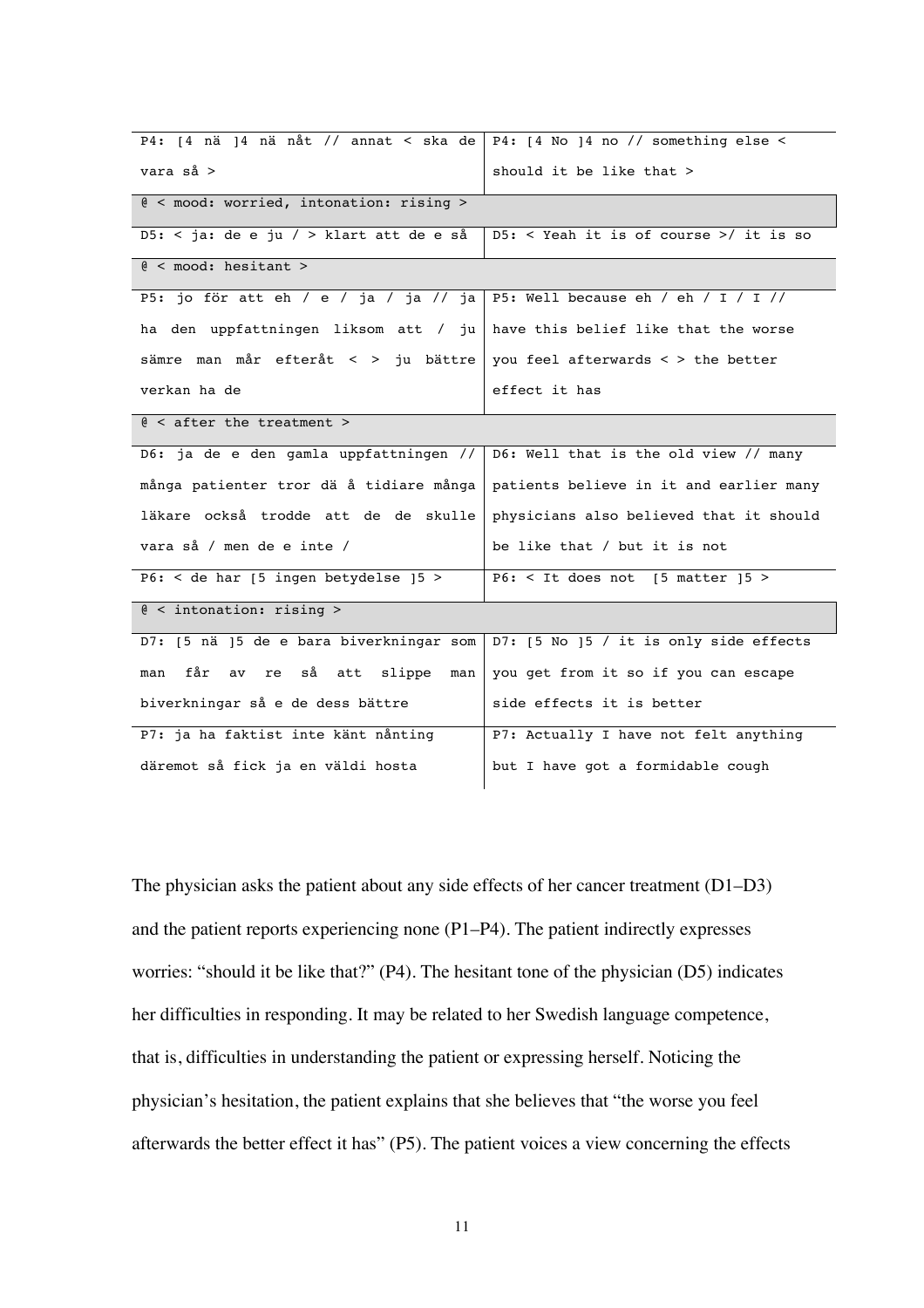| P4: [4 nä ]4 nä nåt // annat < ska de vara så > | P4: [4 No ]4 no // something else < should it be like that > |
|---|---|
| @ < mood: worried, intonation: rising > | |
| D5: < ja: de e ju / > klart att de e så | D5: < Yeah it is of course >/ it is so |
| @ < mood: hesitant > | |
| P5: jo för att eh / e / ja / ja // ja ha den uppfattningen liksom att / ju sämre man mår efteråt < > ju bättre verkan ha de | P5: Well because eh / eh / I / I // have this belief like that the worse you feel afterwards < > the better effect it has |
| @ < after the treatment > | |
| D6: ja de e den gamla uppfattningen // många patienter tror dä å tidiare många läkare också trodde att de de skulle vara så / men de e inte / | D6: Well that is the old view // many patients believe in it and earlier many physicians also believed that it should be like that / but it is not |
| P6: < de har [5 ingen betydelse ]5 > | P6: < It does not [5 matter ]5 > |
| @ < intonation: rising > | |
| D7: [5 nä ]5 de e bara biverkningar som man får av re så att slippe man biverkningar så e de dess bättre | D7: [5 No ]5 / it is only side effects you get from it so if you can escape side effects it is better |
| P7: ja ha faktist inte känt nånting däremot så fick ja en väldi hosta | P7: Actually I have not felt anything but I have got a formidable cough |

The physician asks the patient about any side effects of her cancer treatment (D1–D3) and the patient reports experiencing none (P1–P4). The patient indirectly expresses worries: "should it be like that?" (P4). The hesitant tone of the physician (D5) indicates her difficulties in responding. It may be related to her Swedish language competence, that is, difficulties in understanding the patient or expressing herself. Noticing the physician's hesitation, the patient explains that she believes that "the worse you feel afterwards the better effect it has" (P5). The patient voices a view concerning the effects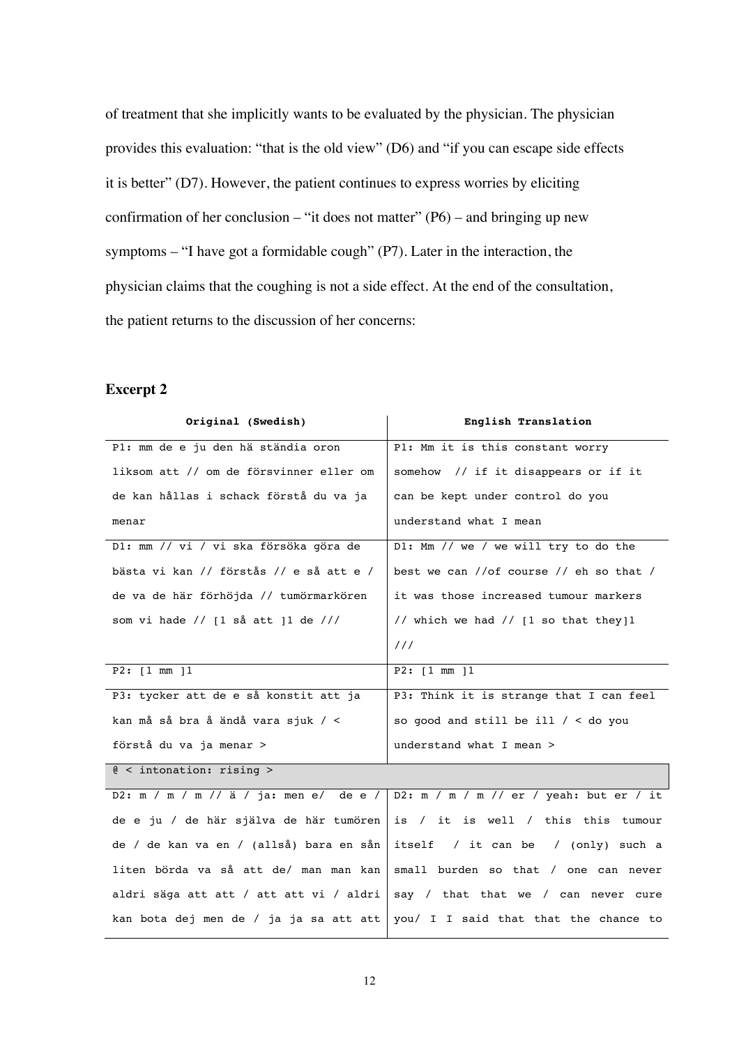of treatment that she implicitly wants to be evaluated by the physician. The physician provides this evaluation: "that is the old view" (D6) and "if you can escape side effects it is better" (D7). However, the patient continues to express worries by eliciting confirmation of her conclusion – "it does not matter" (P6) – and bringing up new symptoms – "I have got a formidable cough" (P7). Later in the interaction, the physician claims that the coughing is not a side effect. At the end of the consultation, the patient returns to the discussion of her concerns:

### Excerpt 2

| Original (Swedish) | English Translation |
|---|---|
| P1: mm de e ju den hä ständia oron liksom att // om de försvinner eller om de kan hållas i schack förstå du va ja menar | P1: Mm it is this constant worry somehow // if it disappears or if it can be kept under control do you understand what I mean |
| D1: mm // vi / vi ska försöka göra de bästa vi kan // förstås // e så att e / de va de här förhöjda // tumörmarkören som vi hade // [1 så att ]1 de /// | D1: Mm // we / we will try to do the best we can //of course // eh so that / it was those increased tumour markers // which we had // [1 so that they]1 /// |
| P2: [1 mm ]1 | P2: [1 mm ]1 |
| P3: tycker att de e så konstit att ja kan må så bra å ändå vara sjuk / < förstå du va ja menar > | P3: Think it is strange that I can feel so good and still be ill / < do you understand what I mean > |
| @ < intonation: rising > | |
| D2: m / m / m // ä / ja: men e/ de e / de e ju / de här själva de här tumören de / de kan va en / (allså) bara en sån liten börda va så att de/ man man kan aldri säga att att / att att vi / aldri kan bota dej men de / ja ja sa att att | D2: m / m / m // er / yeah: but er / it is / it is well / this this tumour itself / it can be / (only) such a small burden so that / one can never say / that that we / can never cure you/ I I said that that the chance to |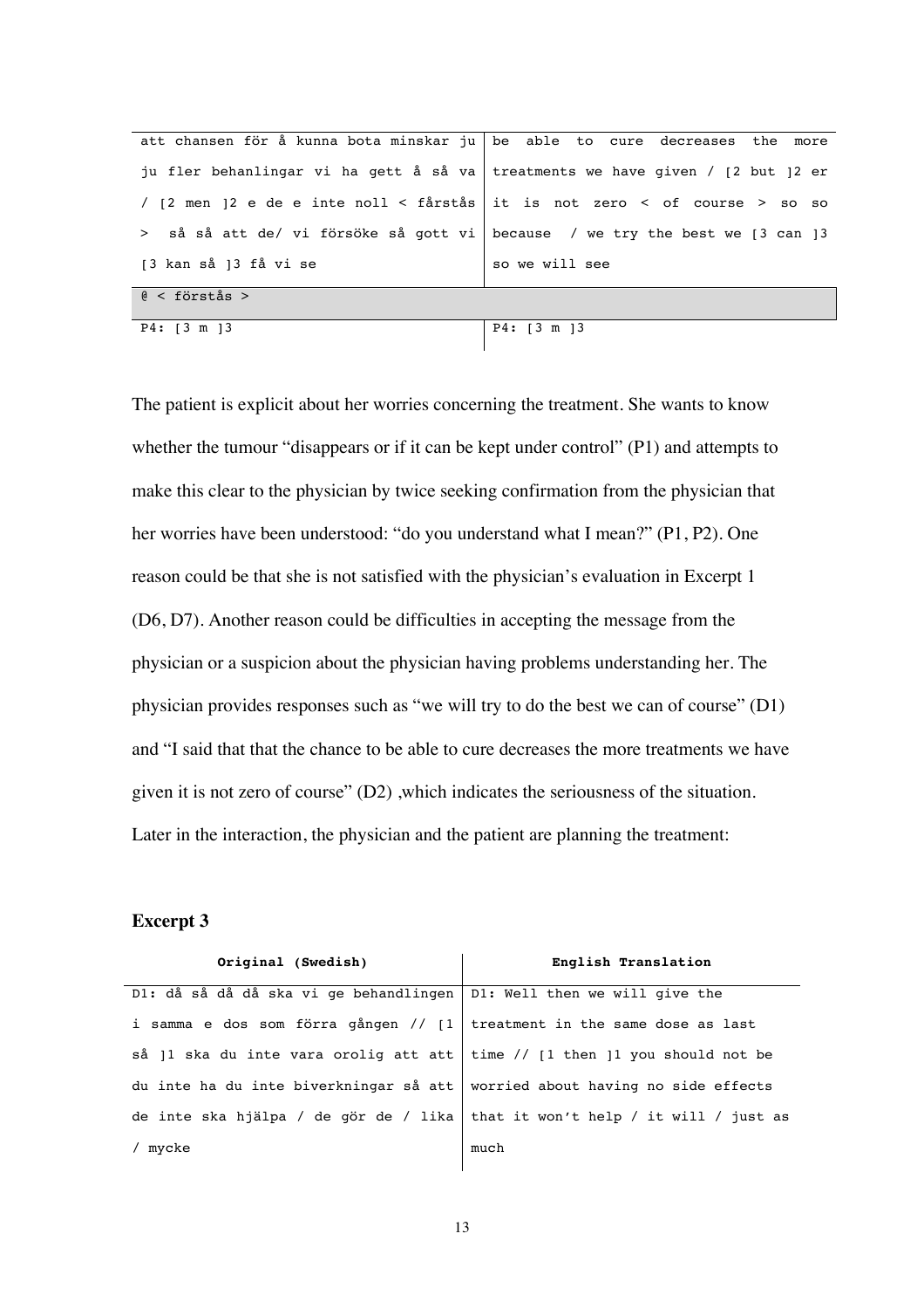| | |
|---|---|
| att chansen för å kunna bota minskar ju ju fler behanlingar vi ha gett å så va / [2 men ]2 e de e inte noll < fårstås > så så att de/ vi försöke så gott vi [3 kan så ]3 få vi se | be able to cure decreases the more treatments we have given / [2 but ]2 er it is not zero < of course > so so because / we try the best we [3 can ]3 so we will see |
| @ < förstås > | |
| P4: [3 m ]3 | P4: [3 m ]3 |

The patient is explicit about her worries concerning the treatment. She wants to know whether the tumour "disappears or if it can be kept under control" (P1) and attempts to make this clear to the physician by twice seeking confirmation from the physician that her worries have been understood: "do you understand what I mean?" (P1, P2). One reason could be that she is not satisfied with the physician's evaluation in Excerpt 1 (D6, D7). Another reason could be difficulties in accepting the message from the physician or a suspicion about the physician having problems understanding her. The physician provides responses such as "we will try to do the best we can of course" (D1) and "I said that that the chance to be able to cure decreases the more treatments we have given it is not zero of course" (D2) ,which indicates the seriousness of the situation. Later in the interaction, the physician and the patient are planning the treatment:

**Excerpt 3**

| Original (Swedish) | English Translation |
|---|---|
| D1: då så då då ska vi ge behandlingen i samma e dos som förra gången // [1 så ]1 ska du inte vara orolig att att du inte ha du inte biverkningar så att de inte ska hjälpa / de gör de / lika / mycke | D1: Well then we will give the treatment in the same dose as last time // [1 then ]1 you should not be worried about having no side effects that it won't help / it will / just as much |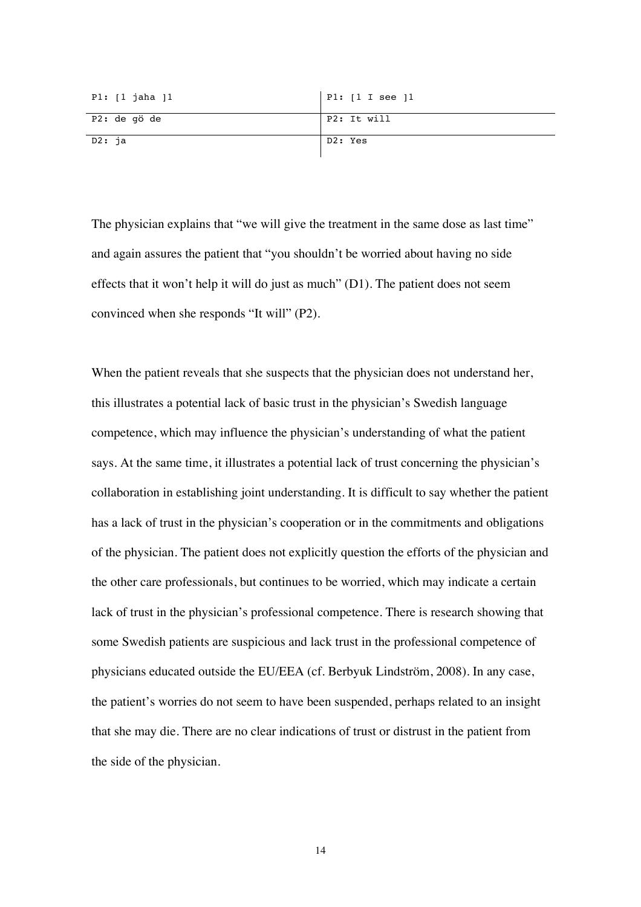| P1: [1 jaha ]1 | P1: [1 I see ]1 |
| --- | --- |
| P2: de gö de | P2: It will |
| D2: ja | D2: Yes |

The physician explains that “we will give the treatment in the same dose as last time” and again assures the patient that “you shouldn’t be worried about having no side effects that it won’t help it will do just as much” (D1). The patient does not seem convinced when she responds “It will” (P2).

When the patient reveals that she suspects that the physician does not understand her, this illustrates a potential lack of basic trust in the physician’s Swedish language competence, which may influence the physician’s understanding of what the patient says. At the same time, it illustrates a potential lack of trust concerning the physician’s collaboration in establishing joint understanding. It is difficult to say whether the patient has a lack of trust in the physician’s cooperation or in the commitments and obligations of the physician. The patient does not explicitly question the efforts of the physician and the other care professionals, but continues to be worried, which may indicate a certain lack of trust in the physician’s professional competence. There is research showing that some Swedish patients are suspicious and lack trust in the professional competence of physicians educated outside the EU/EEA (cf. Berbyuk Lindström, 2008). In any case, the patient’s worries do not seem to have been suspended, perhaps related to an insight that she may die. There are no clear indications of trust or distrust in the patient from the side of the physician.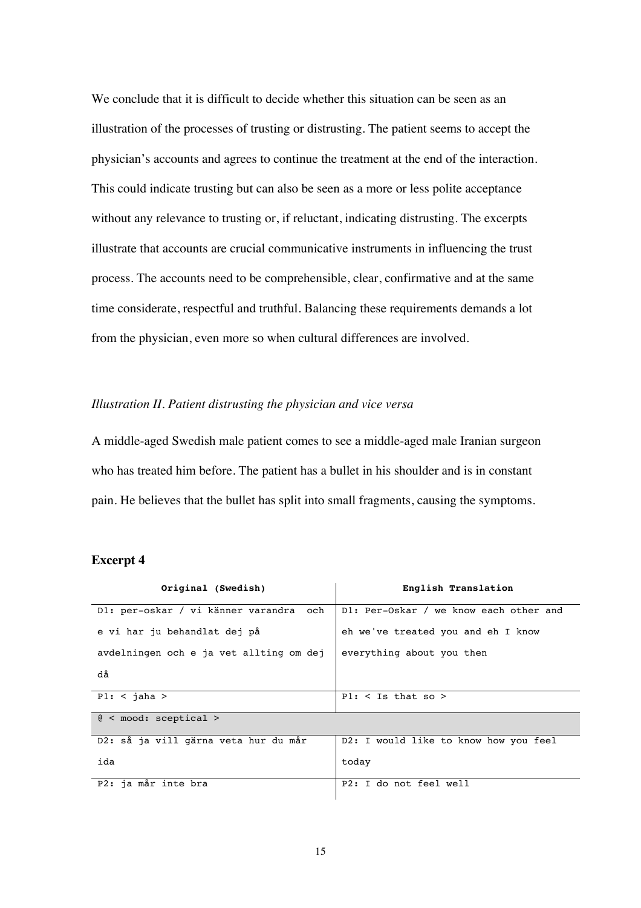We conclude that it is difficult to decide whether this situation can be seen as an illustration of the processes of trusting or distrusting. The patient seems to accept the physician's accounts and agrees to continue the treatment at the end of the interaction. This could indicate trusting but can also be seen as a more or less polite acceptance without any relevance to trusting or, if reluctant, indicating distrusting. The excerpts illustrate that accounts are crucial communicative instruments in influencing the trust process. The accounts need to be comprehensible, clear, confirmative and at the same time considerate, respectful and truthful. Balancing these requirements demands a lot from the physician, even more so when cultural differences are involved.

*Illustration II. Patient distrusting the physician and vice versa*

A middle-aged Swedish male patient comes to see a middle-aged male Iranian surgeon who has treated him before. The patient has a bullet in his shoulder and is in constant pain. He believes that the bullet has split into small fragments, causing the symptoms.

**Excerpt 4**

| Original (Swedish) | English Translation |
|---|---|
| D1: per-oskar / vi känner varandra och e vi har ju behandlat dej på avdelningen och e ja vet allting om dej då | D1: Per-Oskar / we know each other and eh we've treated you and eh I know everything about you then |
| P1: < jaha > | P1: < Is that so > |
| @ < mood: sceptical > | |
| D2: så ja vill gärna veta hur du mår ida | D2: I would like to know how you feel today |
| P2: ja mår inte bra | P2: I do not feel well |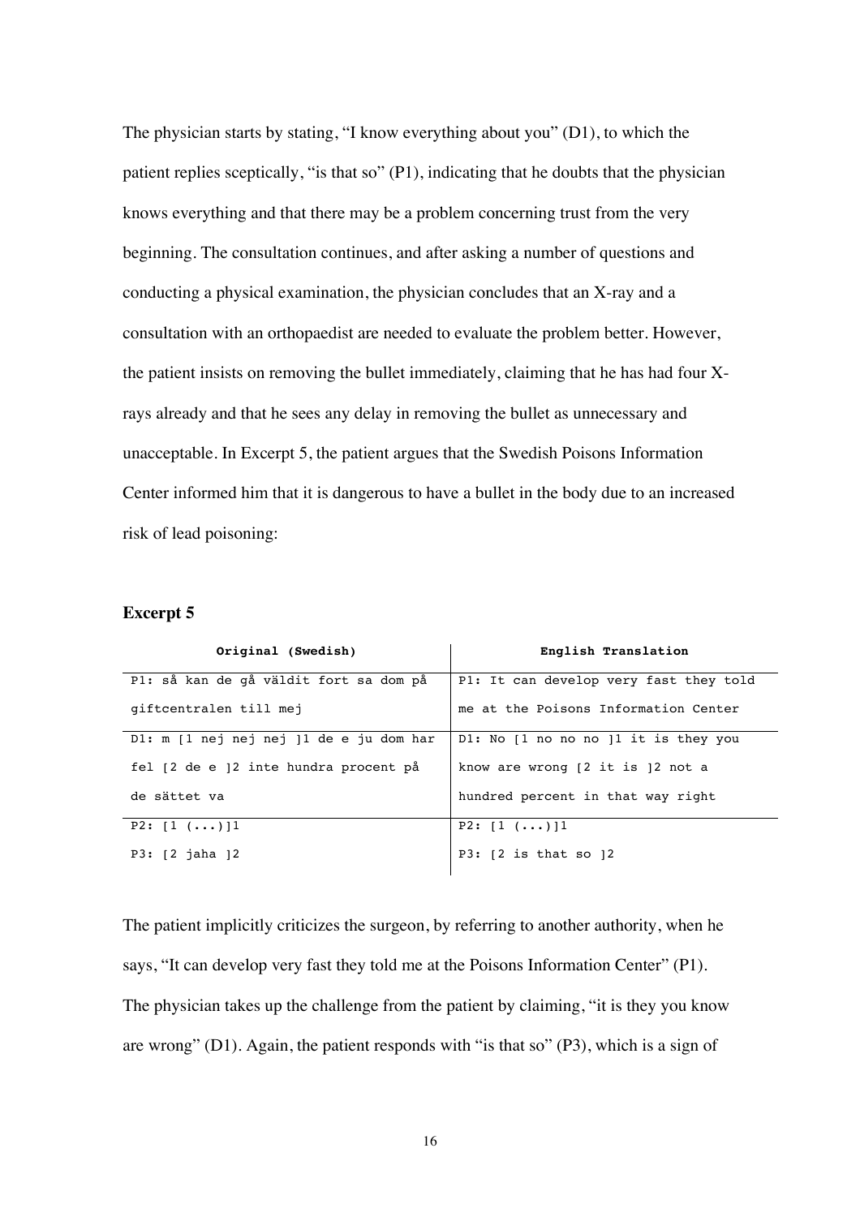The physician starts by stating, “I know everything about you” (D1), to which the patient replies sceptically, “is that so” (P1), indicating that he doubts that the physician knows everything and that there may be a problem concerning trust from the very beginning. The consultation continues, and after asking a number of questions and conducting a physical examination, the physician concludes that an X-ray and a consultation with an orthopaedist are needed to evaluate the problem better. However, the patient insists on removing the bullet immediately, claiming that he has had four X-rays already and that he sees any delay in removing the bullet as unnecessary and unacceptable. In Excerpt 5, the patient argues that the Swedish Poisons Information Center informed him that it is dangerous to have a bullet in the body due to an increased risk of lead poisoning:

**Excerpt 5**

| Original (Swedish) | English Translation |
|---|---|
| P1: så kan de gå väldit fort sa dom på giftcentralen till mej | P1: It can develop very fast they told me at the Poisons Information Center |
| D1: m [1 nej nej nej ]1 de e ju dom har fel [2 de e ]2 inte hundra procent på de sättet va | D1: No [1 no no no ]1 it is they you know are wrong [2 it is ]2 not a hundred percent in that way right |
| P2: [1 (...)]1<br>P3: [2 jaha ]2 | P2: [1 (...)]1<br>P3: [2 is that so ]2 |

The patient implicitly criticizes the surgeon, by referring to another authority, when he says, “It can develop very fast they told me at the Poisons Information Center” (P1). The physician takes up the challenge from the patient by claiming, “it is they you know are wrong” (D1). Again, the patient responds with “is that so” (P3), which is a sign of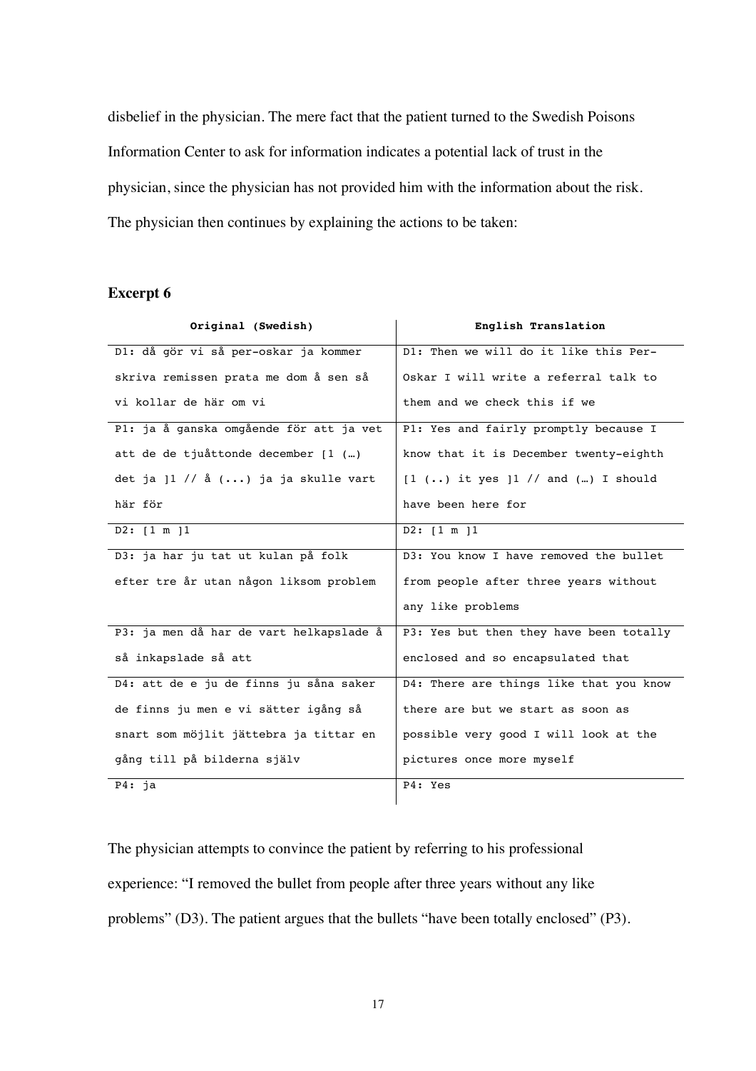disbelief in the physician. The mere fact that the patient turned to the Swedish Poisons Information Center to ask for information indicates a potential lack of trust in the physician, since the physician has not provided him with the information about the risk. The physician then continues by explaining the actions to be taken:

### Excerpt 6

| Original (Swedish) | English Translation |
|---|---|
| D1: då gör vi så per-oskar ja kommer skriva remissen prata me dom å sen så vi kollar de här om vi | D1: Then we will do it like this Per-Oskar I will write a referral talk to them and we check this if we |
| P1: ja å ganska omgående för att ja vet att de de tjuåttonde december [1 (…) det ja ]1 // å (...) ja ja skulle vart här för | P1: Yes and fairly promptly because I know that it is December twenty-eighth [1 (..) it yes ]1 // and (…) I should have been here for |
| D2: [1 m ]1 | D2: [1 m ]1 |
| D3: ja har ju tat ut kulan på folk efter tre år utan någon liksom problem | D3: You know I have removed the bullet from people after three years without any like problems |
| P3: ja men då har de vart helkapslade å så inkapslade så att | P3: Yes but then they have been totally enclosed and so encapsulated that |
| D4: att de e ju de finns ju såna saker de finns ju men e vi sätter igång så snart som möjlit jättebra ja tittar en gång till på bilderna själv | D4: There are things like that you know there are but we start as soon as possible very good I will look at the pictures once more myself |
| P4: ja | P4: Yes |

The physician attempts to convince the patient by referring to his professional experience: "I removed the bullet from people after three years without any like problems" (D3). The patient argues that the bullets "have been totally enclosed" (P3).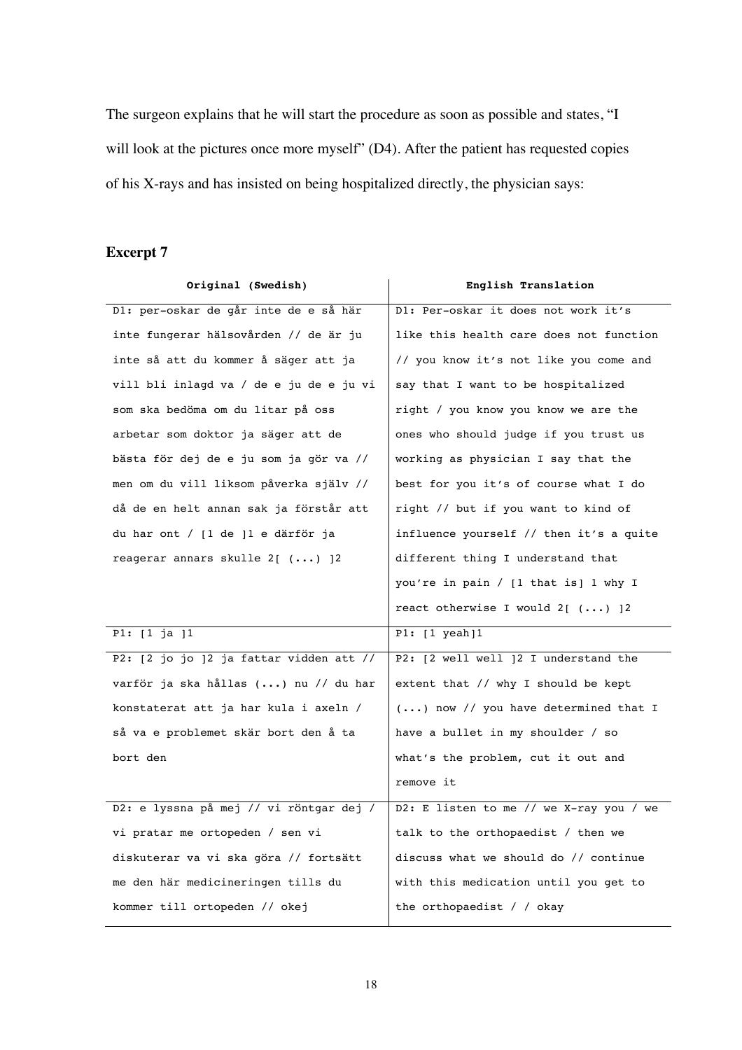The surgeon explains that he will start the procedure as soon as possible and states, "I will look at the pictures once more myself" (D4). After the patient has requested copies of his X-rays and has insisted on being hospitalized directly, the physician says:

### Excerpt 7

| Original (Swedish) | English Translation |
|---|---|
| D1: per-oskar de går inte de e så här inte fungerar hälsovården // de är ju inte så att du kommer å säger att ja vill bli inlagd va / de e ju de e ju vi som ska bedöma om du litar på oss arbetar som doktor ja säger att de bästa för dej de e ju som ja gör va // men om du vill liksom påverka själv // då de en helt annan sak ja förstår att du har ont / [1 de ]1 e därför ja reagerar annars skulle 2[ (...) ]2 | D1: Per-oskar it does not work it's like this health care does not function // you know it's not like you come and say that I want to be hospitalized right / you know you know we are the ones who should judge if you trust us working as physician I say that the best for you it's of course what I do right // but if you want to kind of influence yourself // then it's a quite different thing I understand that you're in pain / [1 that is] 1 why I react otherwise I would 2[ (...) ]2 |
| P1: [1 ja ]1 | P1: [1 yeah]1 |
| P2: [2 jo jo ]2 ja fattar vidden att // varför ja ska hållas (...) nu // du har konstaterat att ja har kula i axeln / så va e problemet skär bort den å ta bort den | P2: [2 well well ]2 I understand the extent that // why I should be kept (...) now // you have determined that I have a bullet in my shoulder / so what's the problem, cut it out and remove it |
| D2: e lyssna på mej // vi röntgar dej / vi pratar me ortopeden / sen vi diskuterar va vi ska göra // fortsätt me den här medicineringen tills du kommer till ortopeden // okej | D2: E listen to me // we X-ray you / we talk to the orthopaedist / then we discuss what we should do // continue with this medication until you get to the orthopaedist / / okay |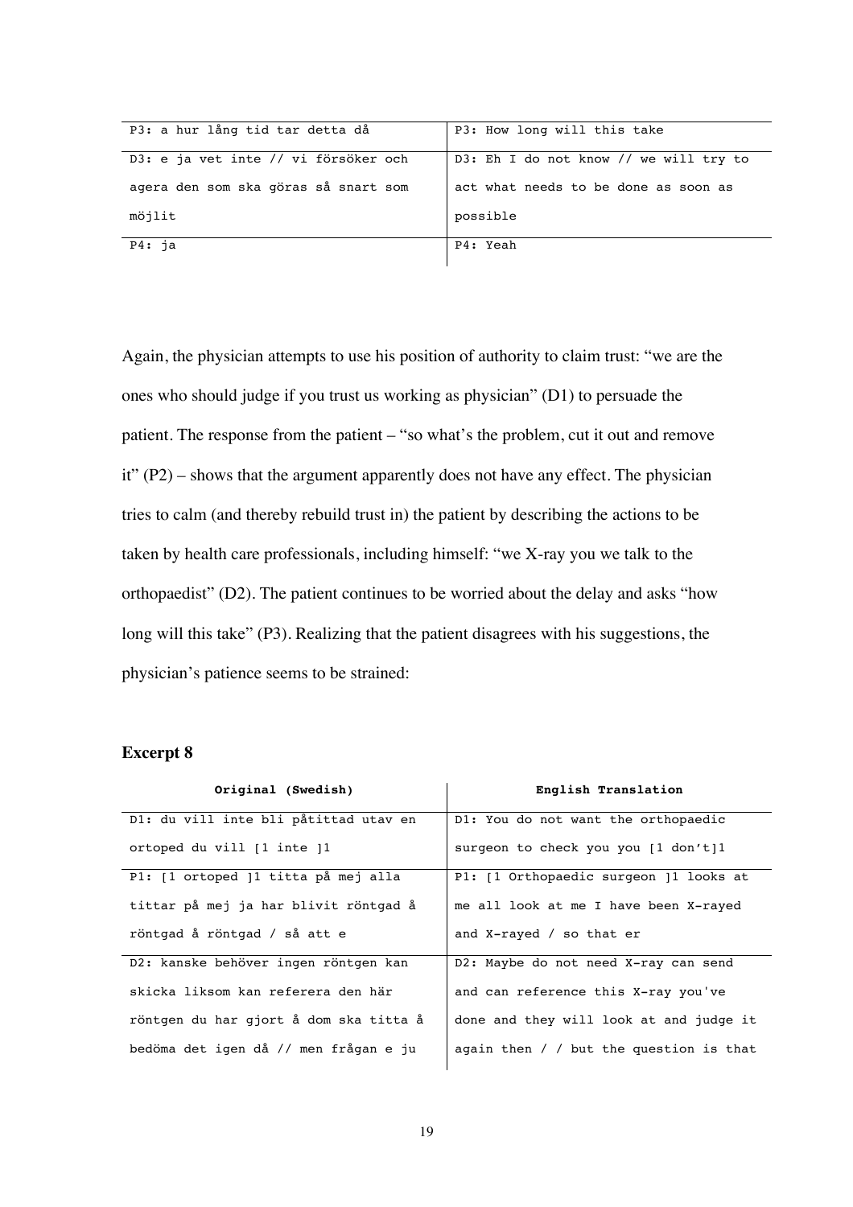| | |
|---|---|
| P3: a hur lång tid tar detta då | P3: How long will this take |
| D3: e ja vet inte // vi försöker och agera den som ska göras så snart som möjlit | D3: Eh I do not know // we will try to act what needs to be done as soon as possible |
| P4: ja | P4: Yeah |

Again, the physician attempts to use his position of authority to claim trust: "we are the ones who should judge if you trust us working as physician" (D1) to persuade the patient. The response from the patient – "so what's the problem, cut it out and remove it" (P2) – shows that the argument apparently does not have any effect. The physician tries to calm (and thereby rebuild trust in) the patient by describing the actions to be taken by health care professionals, including himself: "we X-ray you we talk to the orthopaedist" (D2). The patient continues to be worried about the delay and asks "how long will this take" (P3). Realizing that the patient disagrees with his suggestions, the physician's patience seems to be strained:

**Excerpt 8**

| Original (Swedish) | English Translation |
|---|---|
| D1: du vill inte bli påtittad utav en ortoped du vill [1 inte ]1 | D1: You do not want the orthopaedic surgeon to check you you [1 don't]1 |
| P1: [1 ortoped ]1 titta på mej alla tittar på mej ja har blivit röntgad å röntgad å röntgad / så att e | P1: [1 Orthopaedic surgeon ]1 looks at me all look at me I have been X-rayed and X-rayed / so that er |
| D2: kanske behöver ingen röntgen kan skicka liksom kan referera den här röntgen du har gjort å dom ska titta å bedöma det igen då // men frågan e ju | D2: Maybe do not need X-ray can send and can reference this X-ray you've done and they will look at and judge it again then / / but the question is that |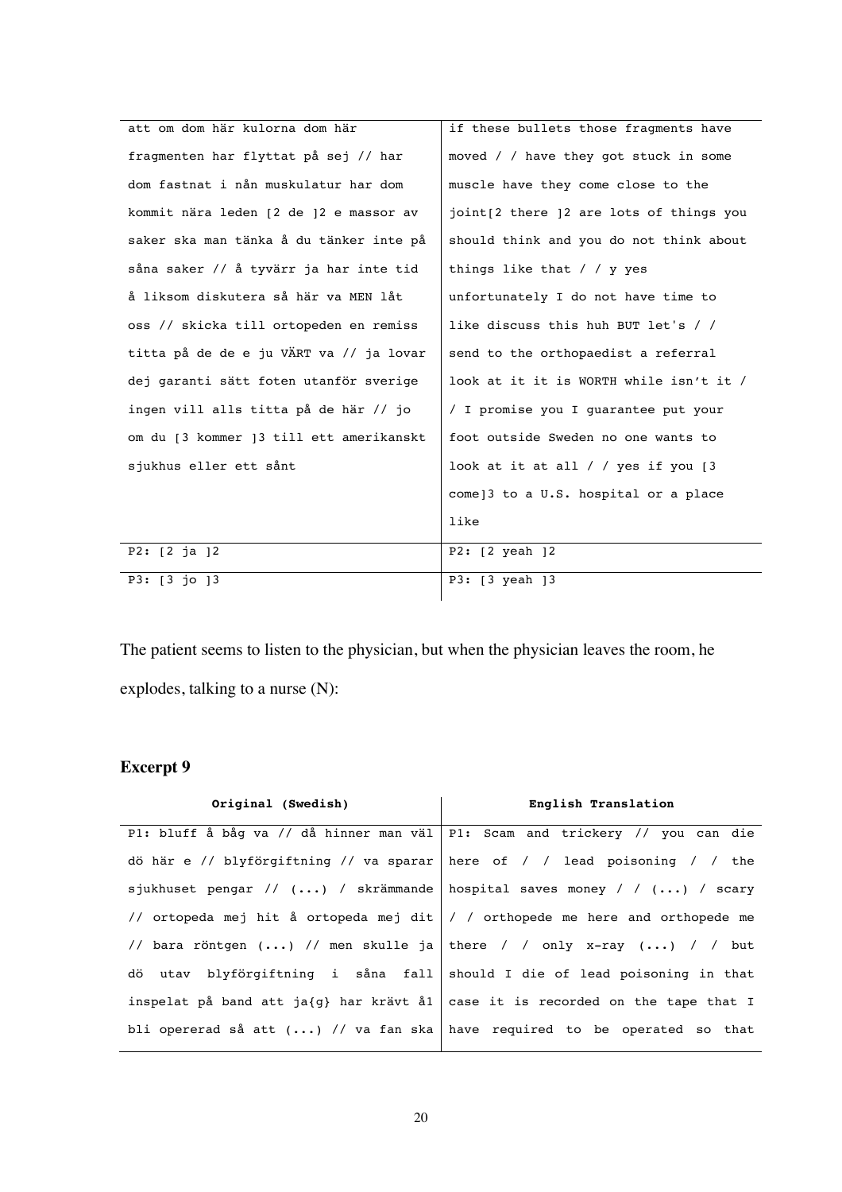| | |
|---|---|
| att om dom här kulorna dom här fragmenten har flyttat på sej // har dom fastnat i nån muskulatur har dom kommit nära leden [2 de ]2 e massor av saker ska man tänka å du tänker inte på såna saker // å tyvärr ja har inte tid å liksom diskutera så här va MEN låt oss // skicka till ortopeden en remiss titta på de de e ju VÄRT va // ja lovar dej garanti sätt foten utanför sverige ingen vill alls titta på de här // jo om du [3 kommer ]3 till ett amerikanskt sjukhus eller ett sånt | if these bullets those fragments have moved / / have they got stuck in some muscle have they come close to the joint[2 there ]2 are lots of things you should think and you do not think about things like that / / y yes unfortunately I do not have time to like discuss this huh BUT let's / / send to the orthopaedist a referral look at it it is WORTH while isn't it / / I promise you I guarantee put your foot outside Sweden no one wants to look at it at all / / yes if you [3 come]3 to a U.S. hospital or a place like |
| P2: [2 ja ]2 | P2: [2 yeah ]2 |
| P3: [3 jo ]3 | P3: [3 yeah ]3 |

The patient seems to listen to the physician, but when the physician leaves the room, he explodes, talking to a nurse (N):

### Excerpt 9

| Original (Swedish) | English Translation |
|---|---|
| P1: bluff å båg va // då hinner man väl dö här e // blyförgiftning // va sparar sjukhuset pengar // (...) / skrämmande // ortopeda mej hit å ortopeda mej dit // bara röntgen (...) // men skulle ja dö utav blyförgiftning i såna fall inspelat på band att ja{g} har krävt å1 bli opererad så att (...) // va fan ska | P1: Scam and trickery // you can die here of / / lead poisoning / / the hospital saves money / / (...) / scary / / orthopede me here and orthopede me there / / only x-ray (...) / / but should I die of lead poisoning in that case it is recorded on the tape that I have required to be operated so that |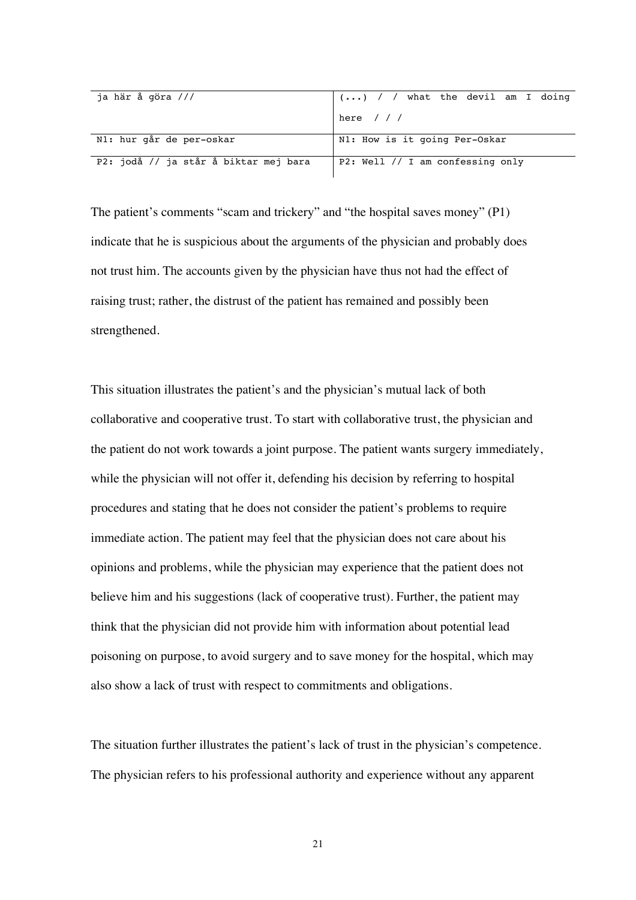| | |
|---|---|
| ja här å göra /// | (...) / / what the devil am I doing here / / / |
| N1: hur går de per-oskar | N1: How is it going Per-Oskar |
| P2: jodå // ja står å biktar mej bara | P2: Well // I am confessing only |

The patient's comments "scam and trickery" and "the hospital saves money" (P1) indicate that he is suspicious about the arguments of the physician and probably does not trust him. The accounts given by the physician have thus not had the effect of raising trust; rather, the distrust of the patient has remained and possibly been strengthened.

This situation illustrates the patient's and the physician's mutual lack of both collaborative and cooperative trust. To start with collaborative trust, the physician and the patient do not work towards a joint purpose. The patient wants surgery immediately, while the physician will not offer it, defending his decision by referring to hospital procedures and stating that he does not consider the patient's problems to require immediate action. The patient may feel that the physician does not care about his opinions and problems, while the physician may experience that the patient does not believe him and his suggestions (lack of cooperative trust). Further, the patient may think that the physician did not provide him with information about potential lead poisoning on purpose, to avoid surgery and to save money for the hospital, which may also show a lack of trust with respect to commitments and obligations.

The situation further illustrates the patient's lack of trust in the physician's competence. The physician refers to his professional authority and experience without any apparent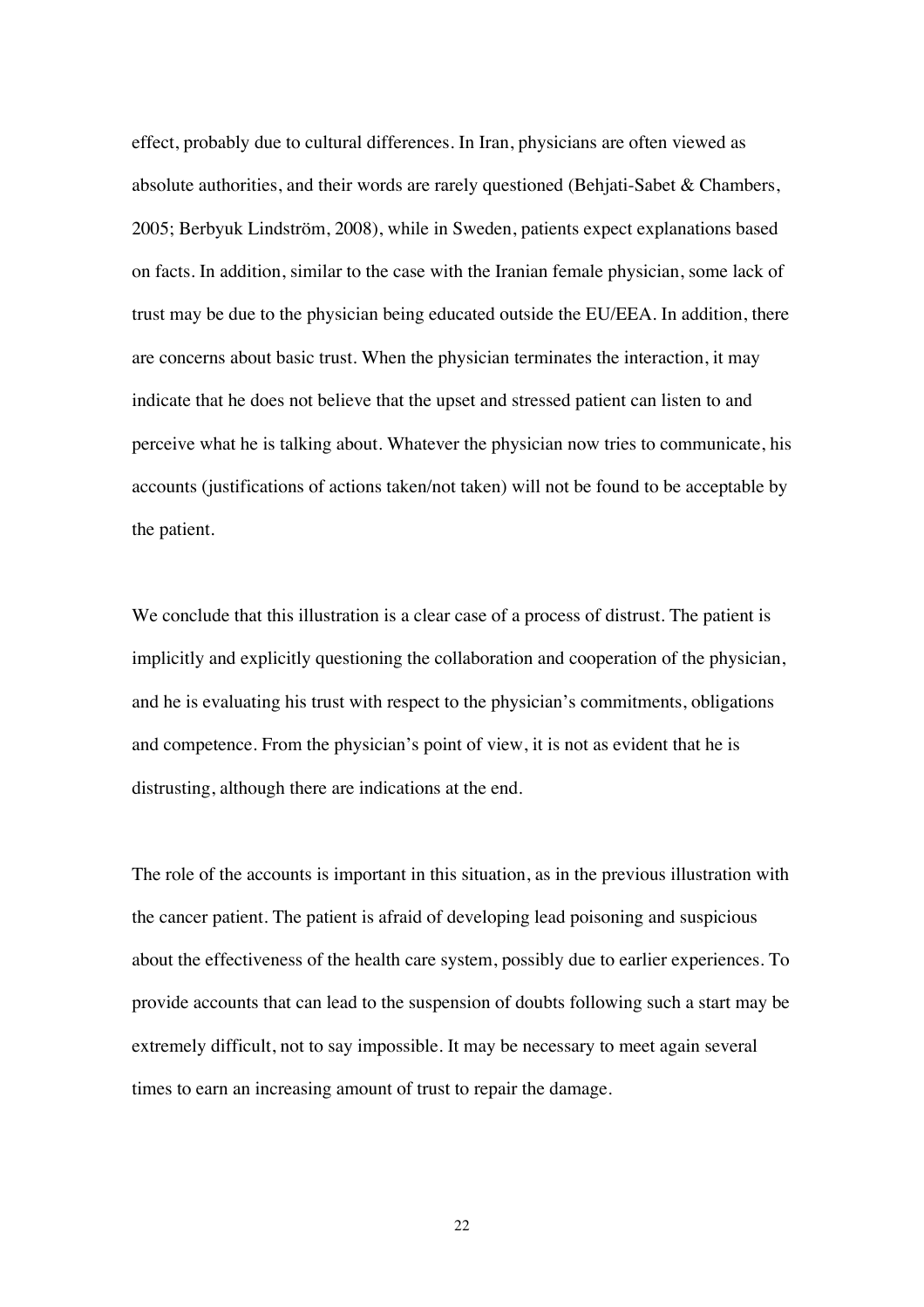effect, probably due to cultural differences. In Iran, physicians are often viewed as absolute authorities, and their words are rarely questioned (Behjati-Sabet & Chambers, 2005; Berbyuk Lindström, 2008), while in Sweden, patients expect explanations based on facts. In addition, similar to the case with the Iranian female physician, some lack of trust may be due to the physician being educated outside the EU/EEA. In addition, there are concerns about basic trust. When the physician terminates the interaction, it may indicate that he does not believe that the upset and stressed patient can listen to and perceive what he is talking about. Whatever the physician now tries to communicate, his accounts (justifications of actions taken/not taken) will not be found to be acceptable by the patient.

We conclude that this illustration is a clear case of a process of distrust. The patient is implicitly and explicitly questioning the collaboration and cooperation of the physician, and he is evaluating his trust with respect to the physician's commitments, obligations and competence. From the physician's point of view, it is not as evident that he is distrusting, although there are indications at the end.

The role of the accounts is important in this situation, as in the previous illustration with the cancer patient. The patient is afraid of developing lead poisoning and suspicious about the effectiveness of the health care system, possibly due to earlier experiences. To provide accounts that can lead to the suspension of doubts following such a start may be extremely difficult, not to say impossible. It may be necessary to meet again several times to earn an increasing amount of trust to repair the damage.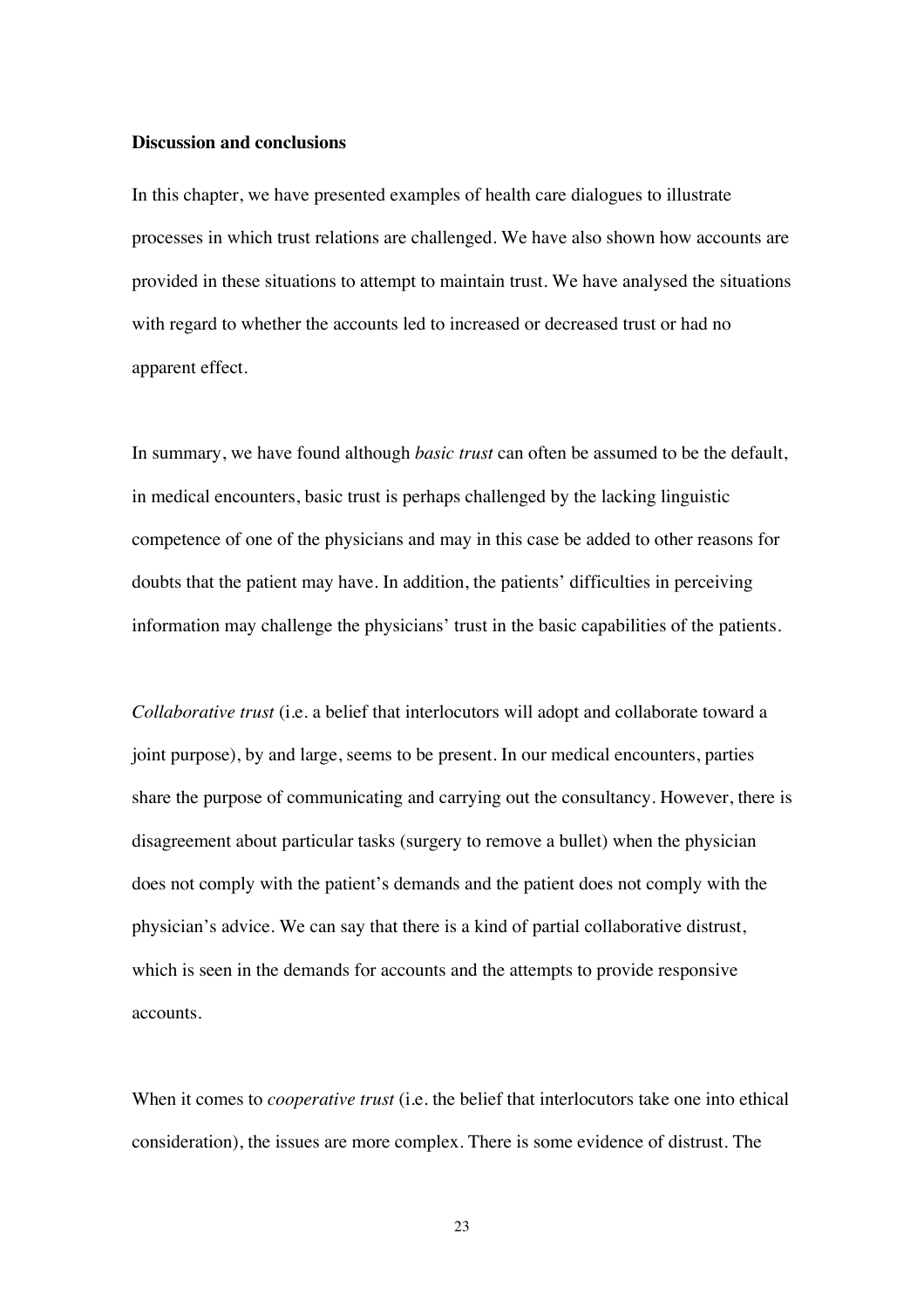**Discussion and conclusions**

In this chapter, we have presented examples of health care dialogues to illustrate processes in which trust relations are challenged. We have also shown how accounts are provided in these situations to attempt to maintain trust. We have analysed the situations with regard to whether the accounts led to increased or decreased trust or had no apparent effect.

In summary, we have found although *basic trust* can often be assumed to be the default, in medical encounters, basic trust is perhaps challenged by the lacking linguistic competence of one of the physicians and may in this case be added to other reasons for doubts that the patient may have. In addition, the patients' difficulties in perceiving information may challenge the physicians' trust in the basic capabilities of the patients.

*Collaborative trust* (i.e. a belief that interlocutors will adopt and collaborate toward a joint purpose), by and large, seems to be present. In our medical encounters, parties share the purpose of communicating and carrying out the consultancy. However, there is disagreement about particular tasks (surgery to remove a bullet) when the physician does not comply with the patient's demands and the patient does not comply with the physician's advice. We can say that there is a kind of partial collaborative distrust, which is seen in the demands for accounts and the attempts to provide responsive accounts.

When it comes to *cooperative trust* (i.e. the belief that interlocutors take one into ethical consideration), the issues are more complex. There is some evidence of distrust. The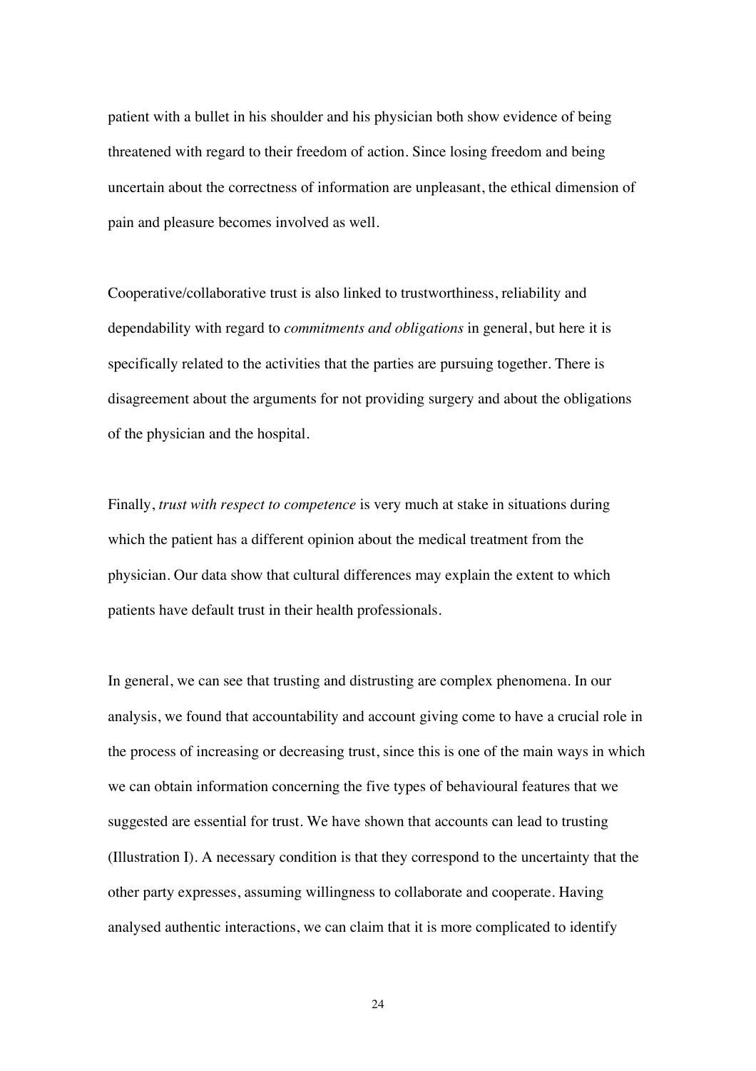patient with a bullet in his shoulder and his physician both show evidence of being threatened with regard to their freedom of action. Since losing freedom and being uncertain about the correctness of information are unpleasant, the ethical dimension of pain and pleasure becomes involved as well.

Cooperative/collaborative trust is also linked to trustworthiness, reliability and dependability with regard to *commitments and obligations* in general, but here it is specifically related to the activities that the parties are pursuing together. There is disagreement about the arguments for not providing surgery and about the obligations of the physician and the hospital.

Finally, *trust with respect to competence* is very much at stake in situations during which the patient has a different opinion about the medical treatment from the physician. Our data show that cultural differences may explain the extent to which patients have default trust in their health professionals.

In general, we can see that trusting and distrusting are complex phenomena. In our analysis, we found that accountability and account giving come to have a crucial role in the process of increasing or decreasing trust, since this is one of the main ways in which we can obtain information concerning the five types of behavioural features that we suggested are essential for trust. We have shown that accounts can lead to trusting (Illustration I). A necessary condition is that they correspond to the uncertainty that the other party expresses, assuming willingness to collaborate and cooperate. Having analysed authentic interactions, we can claim that it is more complicated to identify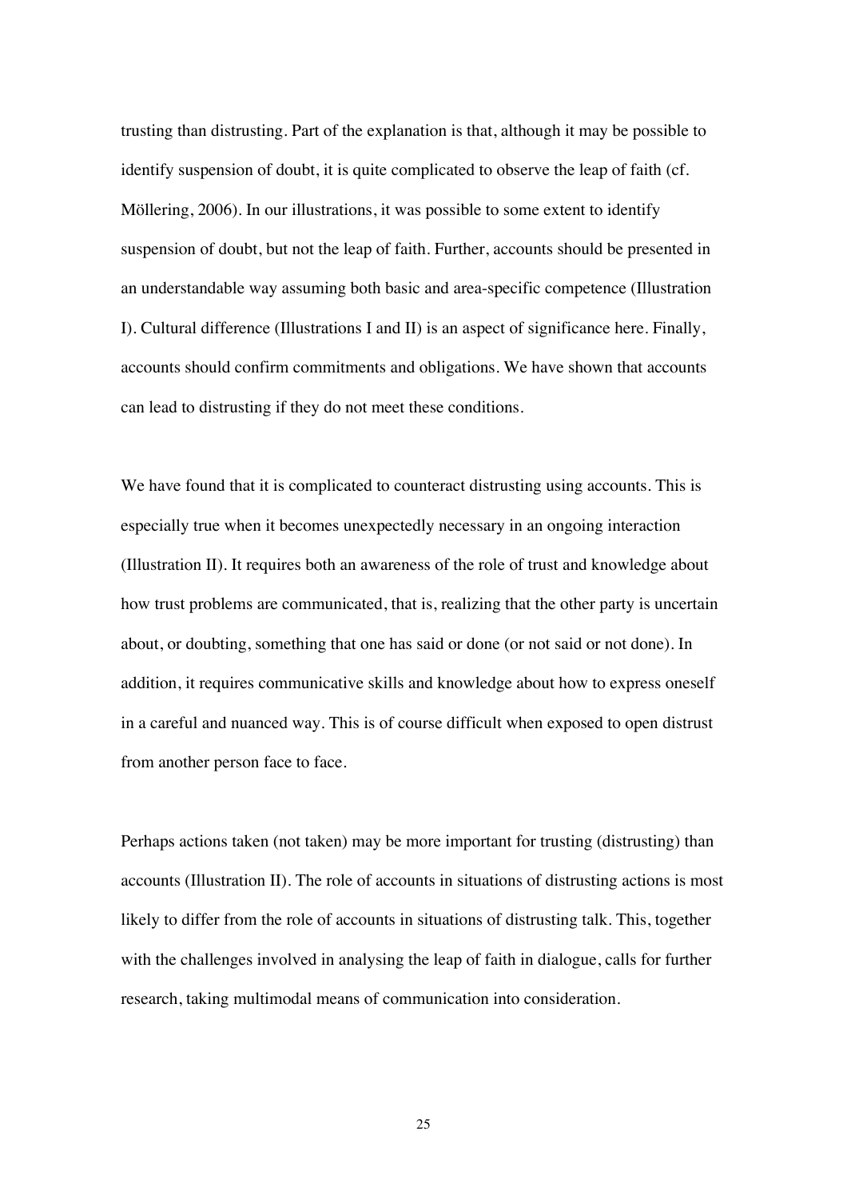trusting than distrusting. Part of the explanation is that, although it may be possible to identify suspension of doubt, it is quite complicated to observe the leap of faith (cf. Möllering, 2006). In our illustrations, it was possible to some extent to identify suspension of doubt, but not the leap of faith. Further, accounts should be presented in an understandable way assuming both basic and area-specific competence (Illustration I). Cultural difference (Illustrations I and II) is an aspect of significance here. Finally, accounts should confirm commitments and obligations. We have shown that accounts can lead to distrusting if they do not meet these conditions.

We have found that it is complicated to counteract distrusting using accounts. This is especially true when it becomes unexpectedly necessary in an ongoing interaction (Illustration II). It requires both an awareness of the role of trust and knowledge about how trust problems are communicated, that is, realizing that the other party is uncertain about, or doubting, something that one has said or done (or not said or not done). In addition, it requires communicative skills and knowledge about how to express oneself in a careful and nuanced way. This is of course difficult when exposed to open distrust from another person face to face.

Perhaps actions taken (not taken) may be more important for trusting (distrusting) than accounts (Illustration II). The role of accounts in situations of distrusting actions is most likely to differ from the role of accounts in situations of distrusting talk. This, together with the challenges involved in analysing the leap of faith in dialogue, calls for further research, taking multimodal means of communication into consideration.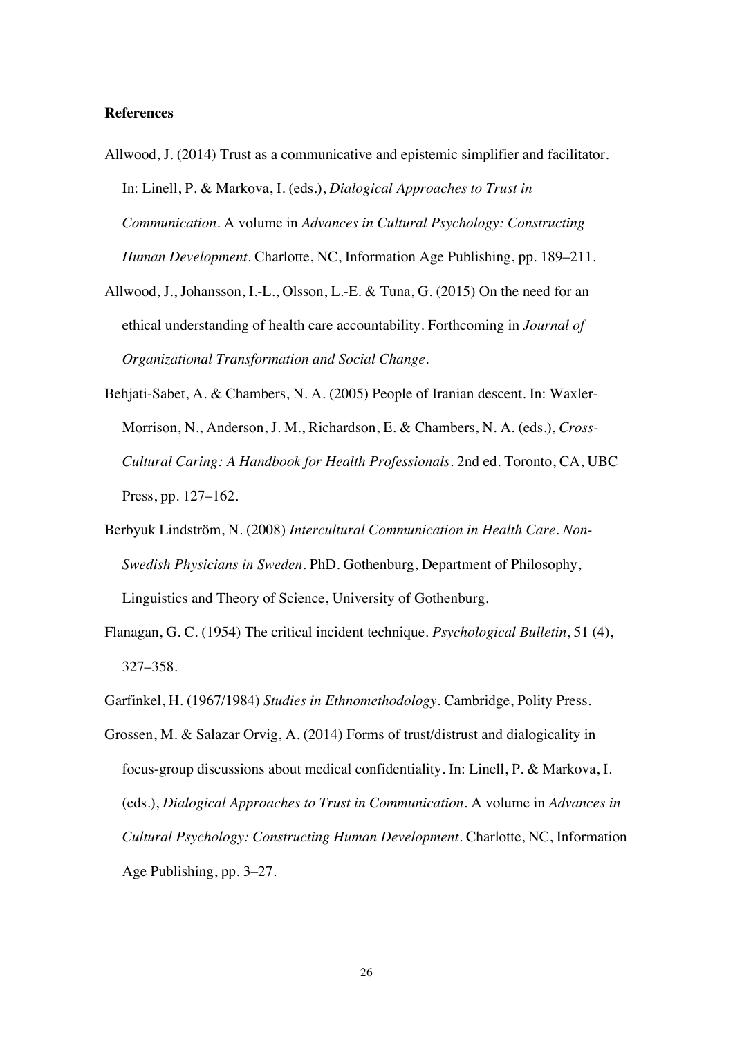**References**

Allwood, J. (2014) Trust as a communicative and epistemic simplifier and facilitator. In: Linell, P. & Markova, I. (eds.), *Dialogical Approaches to Trust in Communication*. A volume in *Advances in Cultural Psychology: Constructing Human Development*. Charlotte, NC, Information Age Publishing, pp. 189–211.

Allwood, J., Johansson, I.-L., Olsson, L.-E. & Tuna, G. (2015) On the need for an ethical understanding of health care accountability. Forthcoming in *Journal of Organizational Transformation and Social Change*.

Behjati-Sabet, A. & Chambers, N. A. (2005) People of Iranian descent. In: Waxler-Morrison, N., Anderson, J. M., Richardson, E. & Chambers, N. A. (eds.), *Cross-Cultural Caring: A Handbook for Health Professionals*. 2nd ed. Toronto, CA, UBC Press, pp. 127–162.

Berbyuk Lindström, N. (2008) *Intercultural Communication in Health Care. Non-Swedish Physicians in Sweden*. PhD. Gothenburg, Department of Philosophy, Linguistics and Theory of Science, University of Gothenburg.

Flanagan, G. C. (1954) The critical incident technique. *Psychological Bulletin*, 51 (4), 327–358.

Garfinkel, H. (1967/1984) *Studies in Ethnomethodology*. Cambridge, Polity Press.

Grossen, M. & Salazar Orvig, A. (2014) Forms of trust/distrust and dialogicality in focus-group discussions about medical confidentiality. In: Linell, P. & Markova, I. (eds.), *Dialogical Approaches to Trust in Communication*. A volume in *Advances in Cultural Psychology: Constructing Human Development*. Charlotte, NC, Information Age Publishing, pp. 3–27.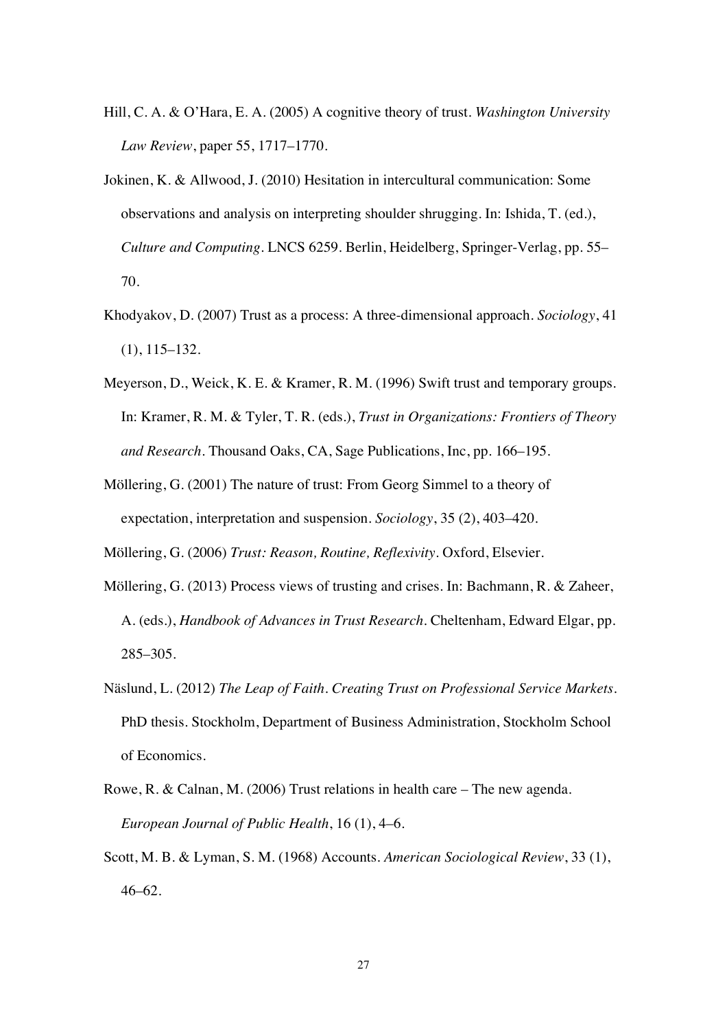Hill, C. A. & O'Hara, E. A. (2005) A cognitive theory of trust. *Washington University Law Review*, paper 55, 1717–1770.

Jokinen, K. & Allwood, J. (2010) Hesitation in intercultural communication: Some observations and analysis on interpreting shoulder shrugging. In: Ishida, T. (ed.), *Culture and Computing*. LNCS 6259. Berlin, Heidelberg, Springer-Verlag, pp. 55–70.

Khodyakov, D. (2007) Trust as a process: A three-dimensional approach. *Sociology*, 41 (1), 115–132.

Meyerson, D., Weick, K. E. & Kramer, R. M. (1996) Swift trust and temporary groups. In: Kramer, R. M. & Tyler, T. R. (eds.), *Trust in Organizations: Frontiers of Theory and Research*. Thousand Oaks, CA, Sage Publications, Inc, pp. 166–195.

Möllering, G. (2001) The nature of trust: From Georg Simmel to a theory of expectation, interpretation and suspension. *Sociology*, 35 (2), 403–420.

Möllering, G. (2006) *Trust: Reason, Routine, Reflexivity*. Oxford, Elsevier.

Möllering, G. (2013) Process views of trusting and crises. In: Bachmann, R. & Zaheer, A. (eds.), *Handbook of Advances in Trust Research*. Cheltenham, Edward Elgar, pp. 285–305.

Näslund, L. (2012) *The Leap of Faith. Creating Trust on Professional Service Markets*. PhD thesis. Stockholm, Department of Business Administration, Stockholm School of Economics.

Rowe, R. & Calnan, M. (2006) Trust relations in health care – The new agenda. *European Journal of Public Health*, 16 (1), 4–6.

Scott, M. B. & Lyman, S. M. (1968) Accounts. *American Sociological Review*, 33 (1), 46–62.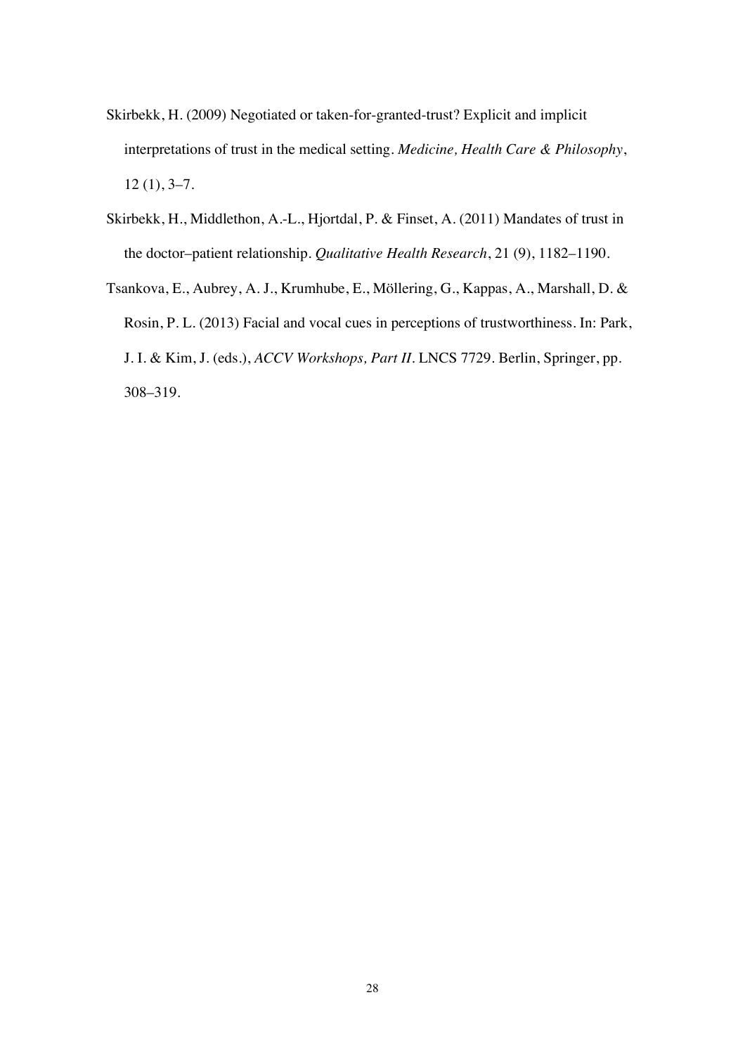Skirbekk, H. (2009) Negotiated or taken-for-granted-trust? Explicit and implicit interpretations of trust in the medical setting. *Medicine, Health Care & Philosophy*, 12 (1), 3–7.

Skirbekk, H., Middlethon, A.-L., Hjortdal, P. & Finset, A. (2011) Mandates of trust in the doctor–patient relationship. *Qualitative Health Research*, 21 (9), 1182–1190.

Tsankova, E., Aubrey, A. J., Krumhube, E., Möllering, G., Kappas, A., Marshall, D. & Rosin, P. L. (2013) Facial and vocal cues in perceptions of trustworthiness. In: Park, J. I. & Kim, J. (eds.), *ACCV Workshops, Part II*. LNCS 7729. Berlin, Springer, pp. 308–319.